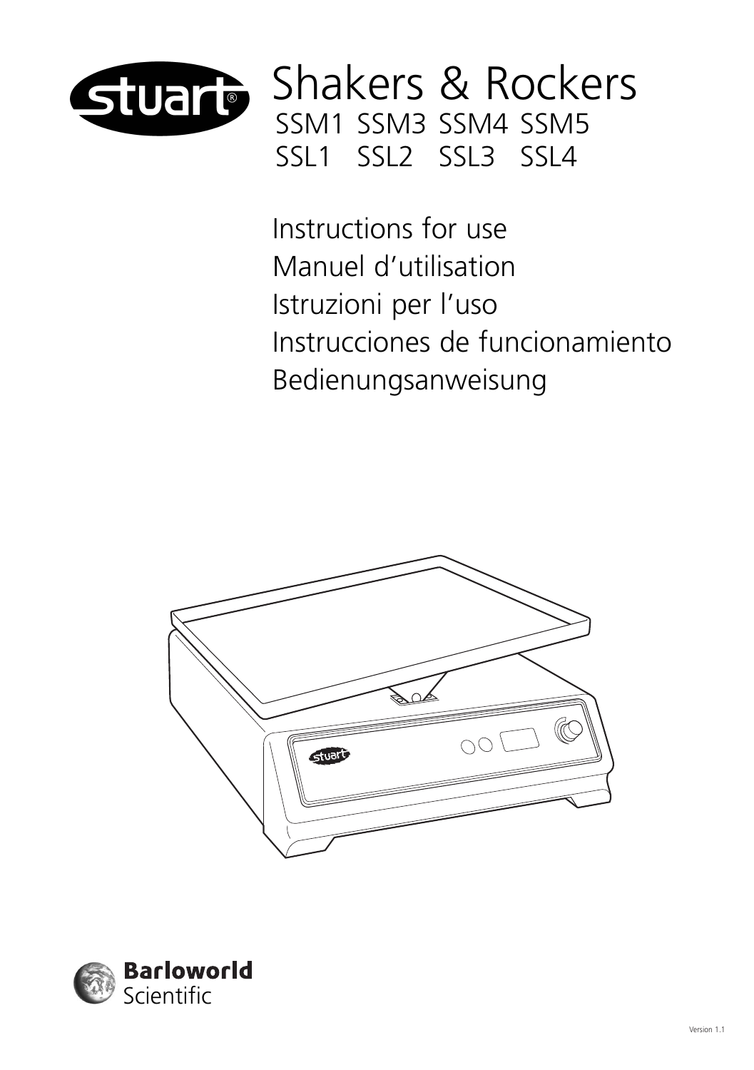# Shakers & Rockers

SSM1 SSM3 SSM4 SSM5

SSL1 SSL2 SSL3 SSL4

Instructions for use

Manuel d'utilisation

Istruzioni per l'uso

Instrucciones de funcionamiento

Bedienungsanweisung

Barloworld Scientific

Version 1.1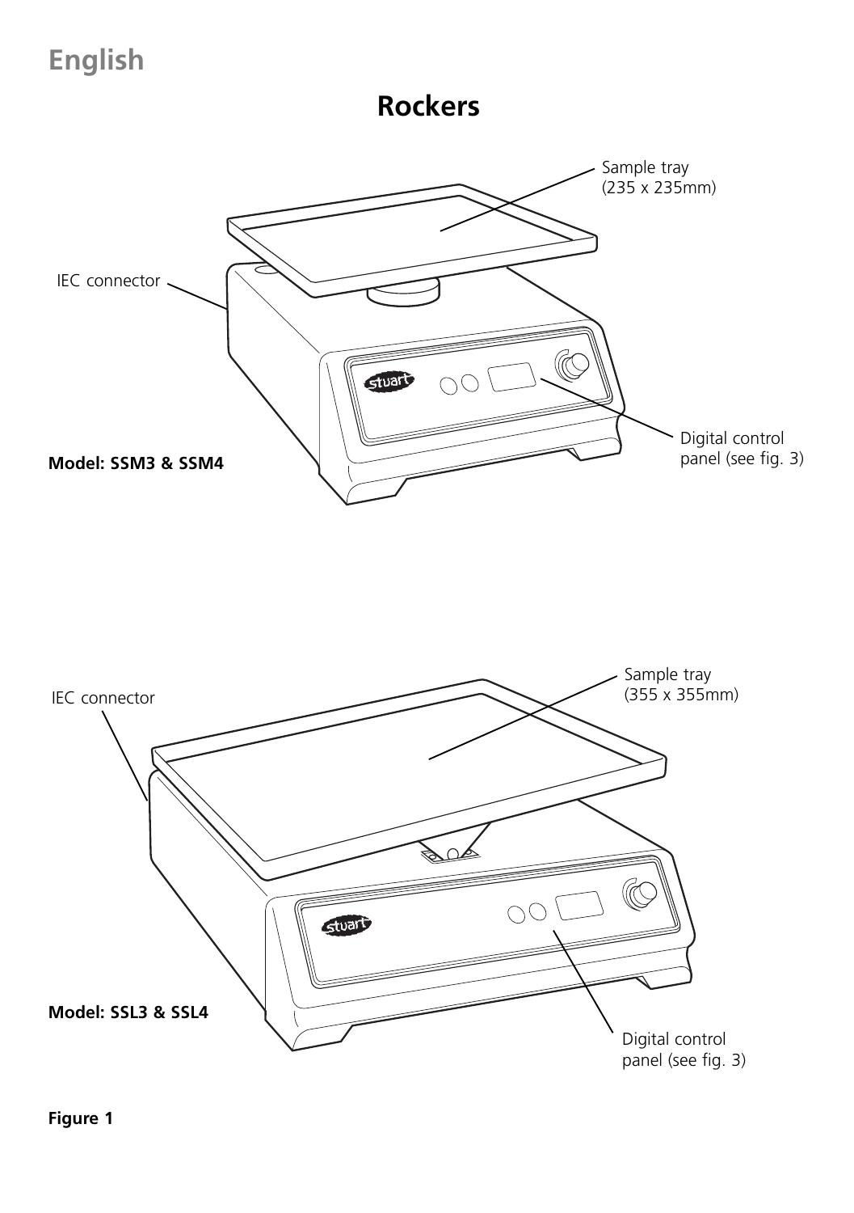# English

## Rockers

Sample tray
(235 x 235mm)

IEC connector

Digital control panel (see fig. 3)

**Model: SSM3 & SSM4**

Sample tray
(355 x 355mm)

IEC connector

**Model: SSL3 & SSL4**

Digital control panel (see fig. 3)

**Figure 1**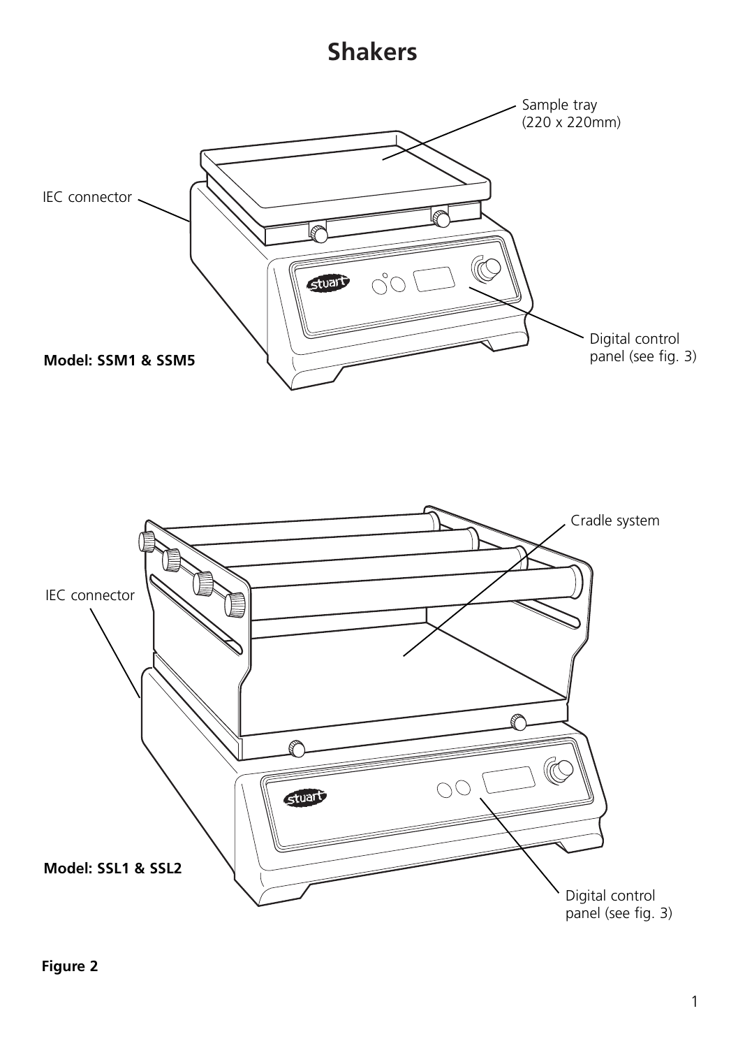# Shakers

Sample tray (220 x 220mm)

IEC connector

Digital control panel (see fig. 3)

**Model: SSM1 & SSM5**

Cradle system

IEC connector

**Model: SSL1 & SSL2**

Digital control panel (see fig. 3)

**Figure 2**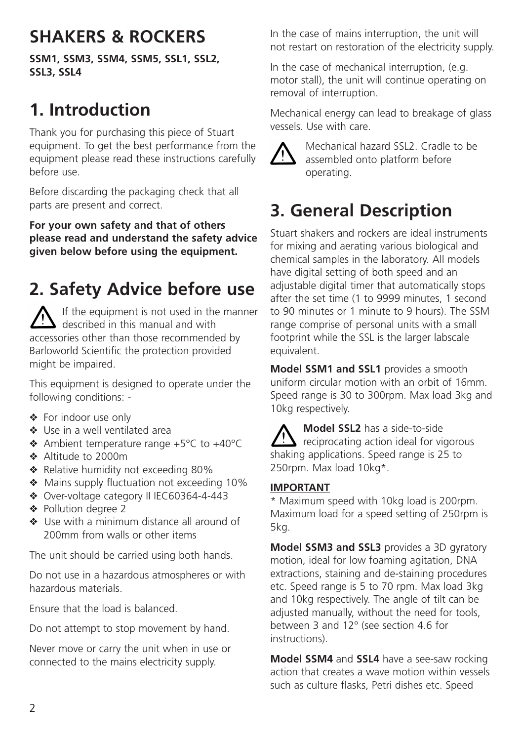# SHAKERS & ROCKERS

**SSM1, SSM3, SSM4, SSM5, SSL1, SSL2, SSL3, SSL4**

## 1. Introduction

Thank you for purchasing this piece of Stuart equipment. To get the best performance from the equipment please read these instructions carefully before use.

Before discarding the packaging check that all parts are present and correct.

**For your own safety and that of others please read and understand the safety advice given below before using the equipment.**

## 2. Safety Advice before use

⚠ If the equipment is not used in the manner described in this manual and with accessories other than those recommended by Barloworld Scientific the protection provided might be impaired.

This equipment is designed to operate under the following conditions: -

- For indoor use only
- Use in a well ventilated area
- Ambient temperature range +5°C to +40°C
- Altitude to 2000m
- Relative humidity not exceeding 80%
- Mains supply fluctuation not exceeding 10%
- Over-voltage category II IEC60364-4-443
- Pollution degree 2
- Use with a minimum distance all around of 200mm from walls or other items

The unit should be carried using both hands.

Do not use in a hazardous atmospheres or with hazardous materials.

Ensure that the load is balanced.

Do not attempt to stop movement by hand.

Never move or carry the unit when in use or connected to the mains electricity supply.

In the case of mains interruption, the unit will not restart on restoration of the electricity supply.

In the case of mechanical interruption, (e.g. motor stall), the unit will continue operating on removal of interruption.

Mechanical energy can lead to breakage of glass vessels. Use with care.

⚠ Mechanical hazard SSL2. Cradle to be assembled onto platform before operating.

## 3. General Description

Stuart shakers and rockers are ideal instruments for mixing and aerating various biological and chemical samples in the laboratory. All models have digital setting of both speed and an adjustable digital timer that automatically stops after the set time (1 to 9999 minutes, 1 second to 90 minutes or 1 minute to 9 hours). The SSM range comprise of personal units with a small footprint while the SSL is the larger labscale equivalent.

**Model SSM1 and SSL1** provides a smooth uniform circular motion with an orbit of 16mm. Speed range is 30 to 300rpm. Max load 3kg and 10kg respectively.

⚠ **Model SSL2** has a side-to-side reciprocating action ideal for vigorous shaking applications. Speed range is 25 to 250rpm. Max load 10kg*.

**IMPORTANT**

* Maximum speed with 10kg load is 200rpm. Maximum load for a speed setting of 250rpm is 5kg.

**Model SSM3 and SSL3** provides a 3D gyratory motion, ideal for low foaming agitation, DNA extractions, staining and de-staining procedures etc. Speed range is 5 to 70 rpm. Max load 3kg and 10kg respectively. The angle of tilt can be adjusted manually, without the need for tools, between 3 and 12° (see section 4.6 for instructions).

**Model SSM4** and **SSL4** have a see-saw rocking action that creates a wave motion within vessels such as culture flasks, Petri dishes etc. Speed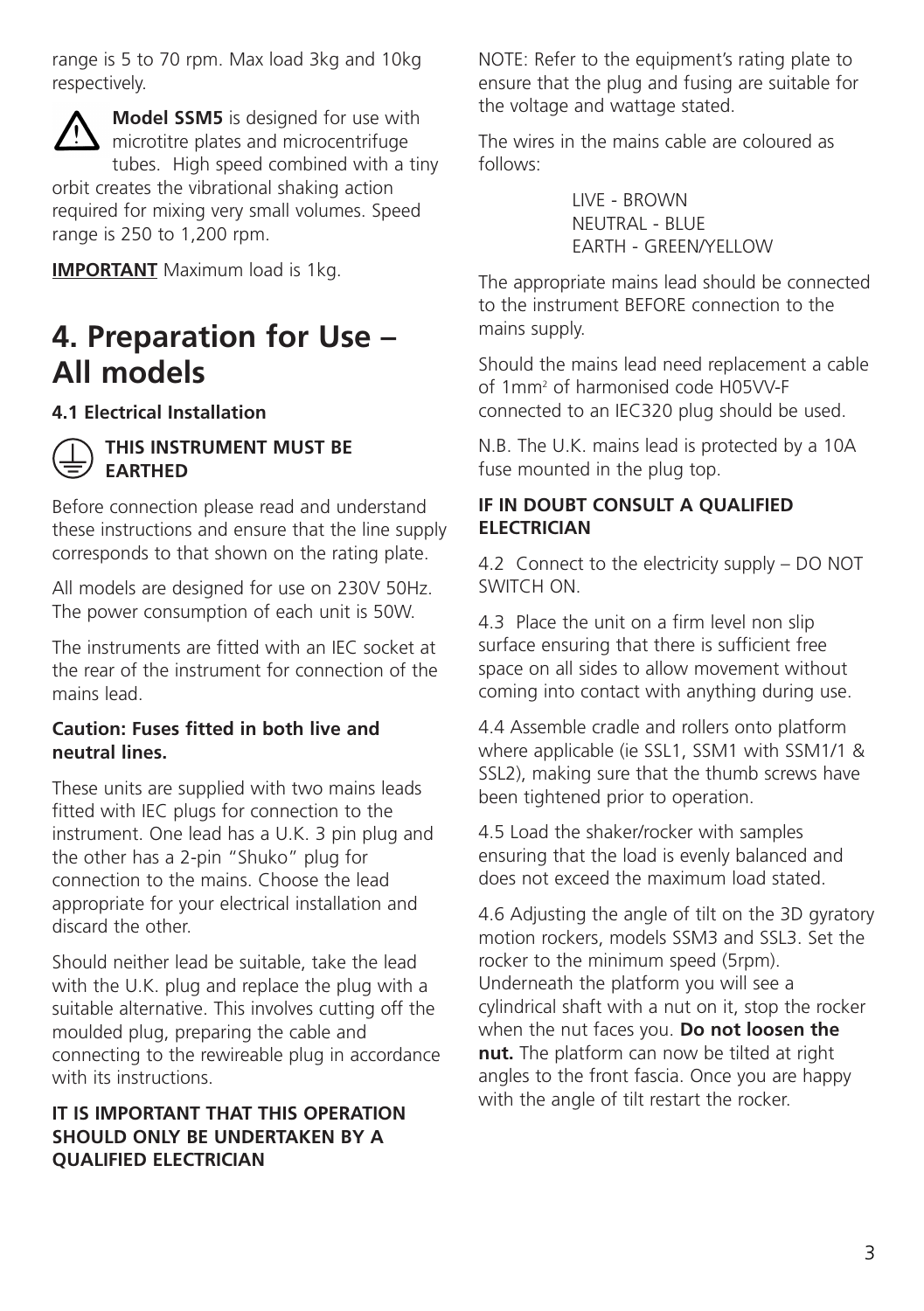range is 5 to 70 rpm. Max load 3kg and 10kg respectively.

**Model SSM5** is designed for use with microtitre plates and microcentrifuge tubes. High speed combined with a tiny orbit creates the vibrational shaking action required for mixing very small volumes. Speed range is 250 to 1,200 rpm.

**IMPORTANT** Maximum load is 1kg.

# 4. Preparation for Use – All models

### 4.1 Electrical Installation

**THIS INSTRUMENT MUST BE EARTHED**

Before connection please read and understand these instructions and ensure that the line supply corresponds to that shown on the rating plate.

All models are designed for use on 230V 50Hz. The power consumption of each unit is 50W.

The instruments are fitted with an IEC socket at the rear of the instrument for connection of the mains lead.

**Caution: Fuses fitted in both live and neutral lines.**

These units are supplied with two mains leads fitted with IEC plugs for connection to the instrument. One lead has a U.K. 3 pin plug and the other has a 2-pin "Shuko" plug for connection to the mains. Choose the lead appropriate for your electrical installation and discard the other.

Should neither lead be suitable, take the lead with the U.K. plug and replace the plug with a suitable alternative. This involves cutting off the moulded plug, preparing the cable and connecting to the rewireable plug in accordance with its instructions.

**IT IS IMPORTANT THAT THIS OPERATION SHOULD ONLY BE UNDERTAKEN BY A QUALIFIED ELECTRICIAN**

NOTE: Refer to the equipment's rating plate to ensure that the plug and fusing are suitable for the voltage and wattage stated.

The wires in the mains cable are coloured as follows:

LIVE - BROWN
NEUTRAL - BLUE
EARTH - GREEN/YELLOW

The appropriate mains lead should be connected to the instrument BEFORE connection to the mains supply.

Should the mains lead need replacement a cable of $1mm^2$ of harmonised code H05VV-F connected to an IEC320 plug should be used.

N.B. The U.K. mains lead is protected by a 10A fuse mounted in the plug top.

**IF IN DOUBT CONSULT A QUALIFIED ELECTRICIAN**

4.2 Connect to the electricity supply – DO NOT SWITCH ON.

4.3 Place the unit on a firm level non slip surface ensuring that there is sufficient free space on all sides to allow movement without coming into contact with anything during use.

4.4 Assemble cradle and rollers onto platform where applicable (ie SSL1, SSM1 with SSM1/1 & SSL2), making sure that the thumb screws have been tightened prior to operation.

4.5 Load the shaker/rocker with samples ensuring that the load is evenly balanced and does not exceed the maximum load stated.

4.6 Adjusting the angle of tilt on the 3D gyratory motion rockers, models SSM3 and SSL3. Set the rocker to the minimum speed (5rpm). Underneath the platform you will see a cylindrical shaft with a nut on it, stop the rocker when the nut faces you. **Do not loosen the nut.** The platform can now be tilted at right angles to the front fascia. Once you are happy with the angle of tilt restart the rocker.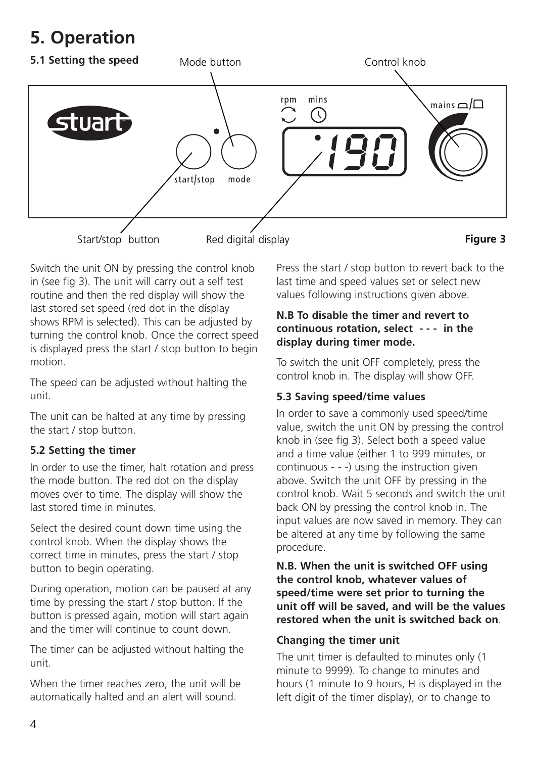# 5. Operation

### 5.1 Setting the speed

Mode button

Control knob

Start/stop button

Red digital display

**Figure 3**

Switch the unit ON by pressing the control knob in (see fig 3). The unit will carry out a self test routine and then the red display will show the last stored set speed (red dot in the display shows RPM is selected). This can be adjusted by turning the control knob. Once the correct speed is displayed press the start / stop button to begin motion.

The speed can be adjusted without halting the unit.

The unit can be halted at any time by pressing the start / stop button.

### 5.2 Setting the timer

In order to use the timer, halt rotation and press the mode button. The red dot on the display moves over to time. The display will show the last stored time in minutes.

Select the desired count down time using the control knob. When the display shows the correct time in minutes, press the start / stop button to begin operating.

During operation, motion can be paused at any time by pressing the start / stop button. If the button is pressed again, motion will start again and the timer will continue to count down.

The timer can be adjusted without halting the unit.

When the timer reaches zero, the unit will be automatically halted and an alert will sound.

Press the start / stop button to revert back to the last time and speed values set or select new values following instructions given above.

**N.B To disable the timer and revert to continuous rotation, select - - - in the display during timer mode.**

To switch the unit OFF completely, press the control knob in. The display will show OFF.

### 5.3 Saving speed/time values

In order to save a commonly used speed/time value, switch the unit ON by pressing the control knob in (see fig 3). Select both a speed value and a time value (either 1 to 999 minutes, or continuous - - -) using the instruction given above. Switch the unit OFF by pressing in the control knob. Wait 5 seconds and switch the unit back ON by pressing the control knob in. The input values are now saved in memory. They can be altered at any time by following the same procedure.

**N.B. When the unit is switched OFF using the control knob, whatever values of speed/time were set prior to turning the unit off will be saved, and will be the values restored when the unit is switched back on**.

#### Changing the timer unit

The unit timer is defaulted to minutes only (1 minute to 9999). To change to minutes and hours (1 minute to 9 hours, H is displayed in the left digit of the timer display), or to change to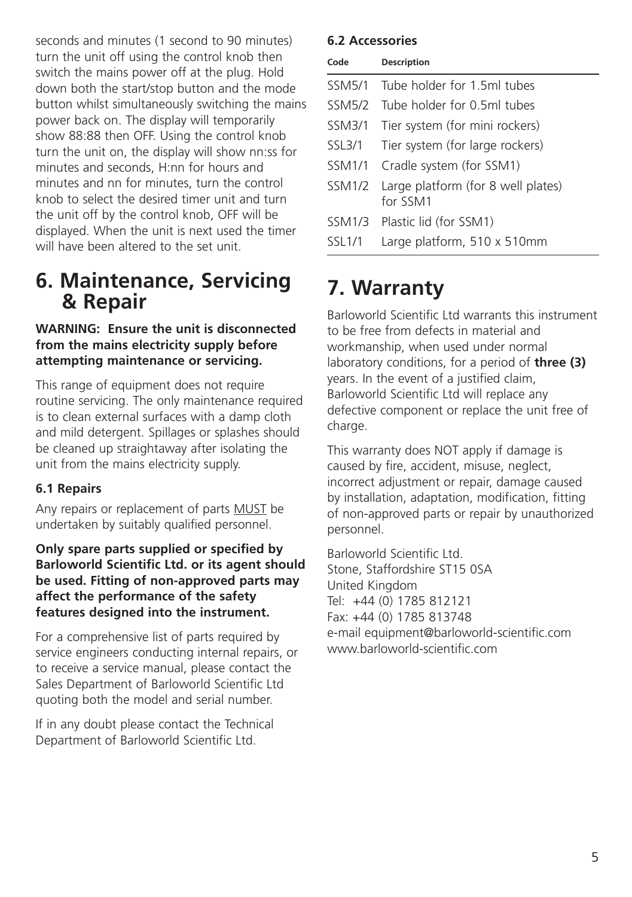seconds and minutes (1 second to 90 minutes) turn the unit off using the control knob then switch the mains power off at the plug. Hold down both the start/stop button and the mode button whilst simultaneously switching the mains power back on. The display will temporarily show 88:88 then OFF. Using the control knob turn the unit on, the display will show nn:ss for minutes and seconds, H:nn for hours and minutes and nn for minutes, turn the control knob to select the desired timer unit and turn the unit off by the control knob, OFF will be displayed. When the unit is next used the timer will have been altered to the set unit.

# 6. Maintenance, Servicing & Repair

**WARNING: Ensure the unit is disconnected from the mains electricity supply before attempting maintenance or servicing.**

This range of equipment does not require routine servicing. The only maintenance required is to clean external surfaces with a damp cloth and mild detergent. Spillages or splashes should be cleaned up straightaway after isolating the unit from the mains electricity supply.

### 6.1 Repairs

Any repairs or replacement of parts MUST be undertaken by suitably qualified personnel.

**Only spare parts supplied or specified by Barloworld Scientific Ltd. or its agent should be used. Fitting of non-approved parts may affect the performance of the safety features designed into the instrument.**

For a comprehensive list of parts required by service engineers conducting internal repairs, or to receive a service manual, please contact the Sales Department of Barloworld Scientific Ltd quoting both the model and serial number.

If in any doubt please contact the Technical Department of Barloworld Scientific Ltd.

### 6.2 Accessories

| Code | Description |
|---|---|
| SSM5/1 | Tube holder for 1.5ml tubes |
| SSM5/2 | Tube holder for 0.5ml tubes |
| SSM3/1 | Tier system (for mini rockers) |
| SSL3/1 | Tier system (for large rockers) |
| SSM1/1 | Cradle system (for SSM1) |
| SSM1/2 | Large platform (for 8 well plates) for SSM1 |
| SSM1/3 | Plastic lid (for SSM1) |
| SSL1/1 | Large platform, 510 x 510mm |

# 7. Warranty

Barloworld Scientific Ltd warrants this instrument to be free from defects in material and workmanship, when used under normal laboratory conditions, for a period of **three (3)** years. In the event of a justified claim, Barloworld Scientific Ltd will replace any defective component or replace the unit free of charge.

This warranty does NOT apply if damage is caused by fire, accident, misuse, neglect, incorrect adjustment or repair, damage caused by installation, adaptation, modification, fitting of non-approved parts or repair by unauthorized personnel.

Barloworld Scientific Ltd.
Stone, Staffordshire ST15 0SA
United Kingdom
Tel: +44 (0) 1785 812121
Fax: +44 (0) 1785 813748
e-mail equipment@barloworld-scientific.com
www.barloworld-scientific.com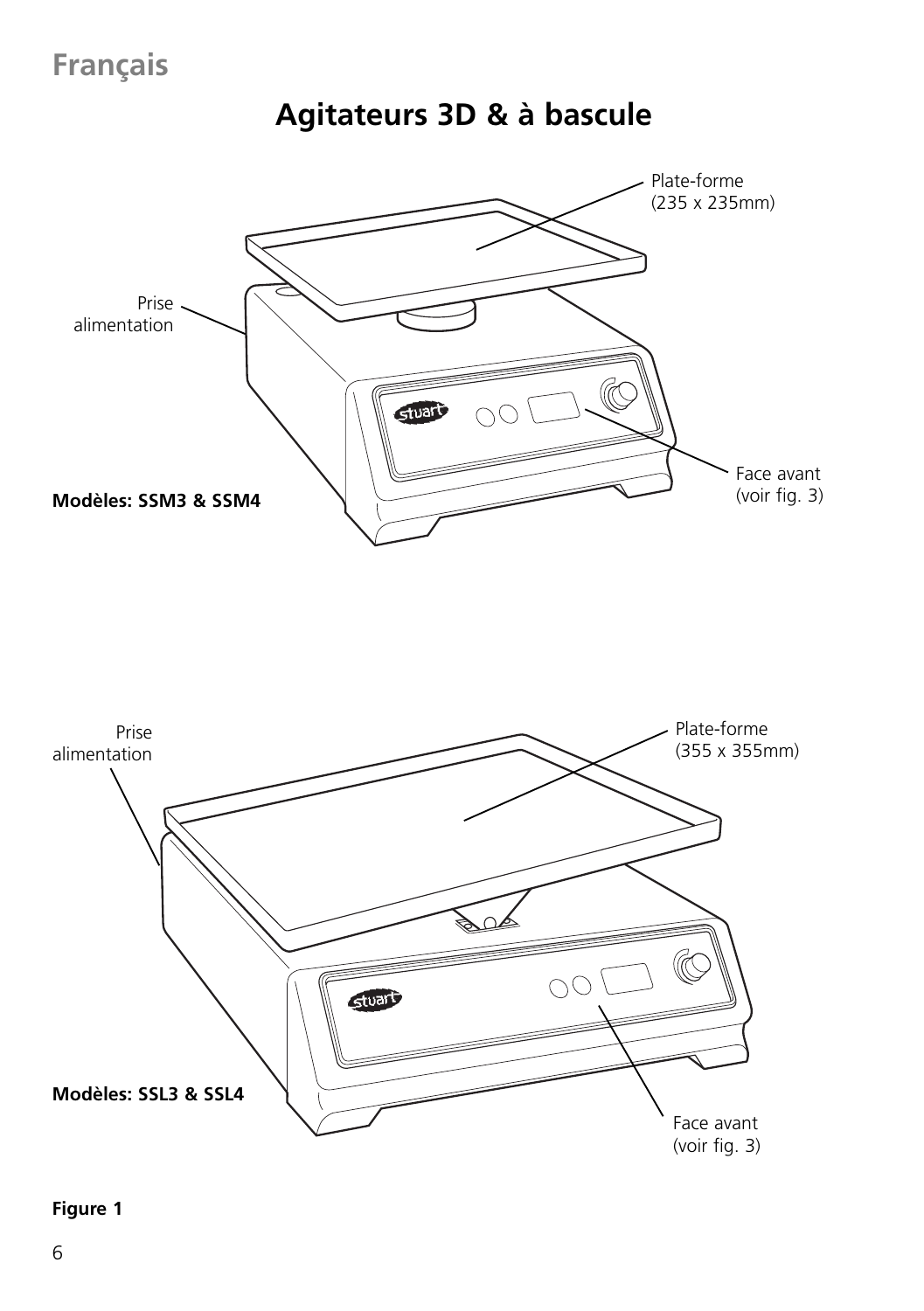# Français

## Agitateurs 3D & à bascule

Plate-forme
(235 x 235mm)

Prise
alimentation

Face avant
(voir fig. 3)

**Modèles: SSM3 & SSM4**

Prise
alimentation

Plate-forme
(355 x 355mm)

**Modèles: SSL3 & SSL4**

Face avant
(voir fig. 3)

**Figure 1**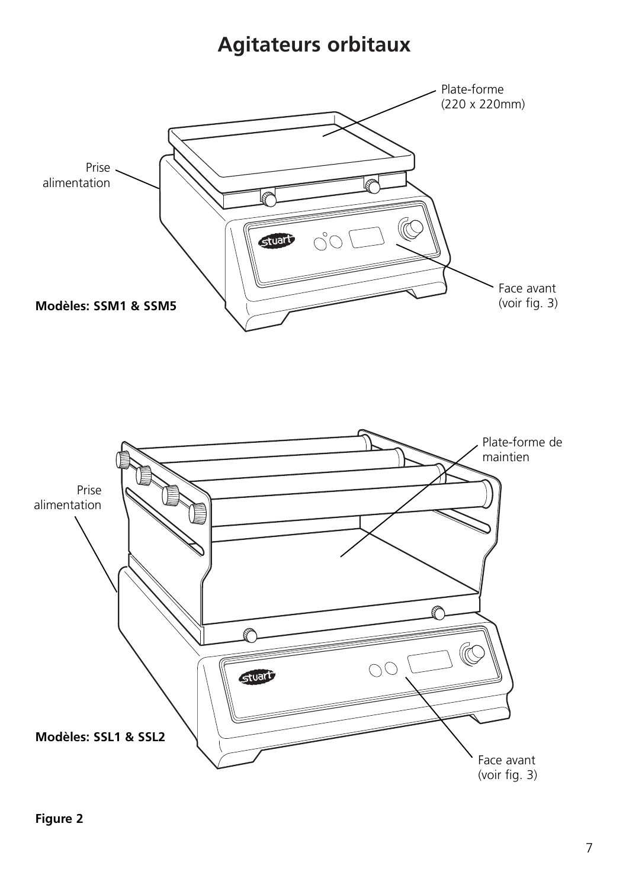# Agitateurs orbitaux

Plate-forme
(220 x 220mm)

Prise
alimentation

Face avant
(voir fig. 3)

**Modèles: SSM1 & SSM5**

Plate-forme de
maintien

Prise
alimentation

Face avant
(voir fig. 3)

**Modèles: SSL1 & SSL2**

**Figure 2**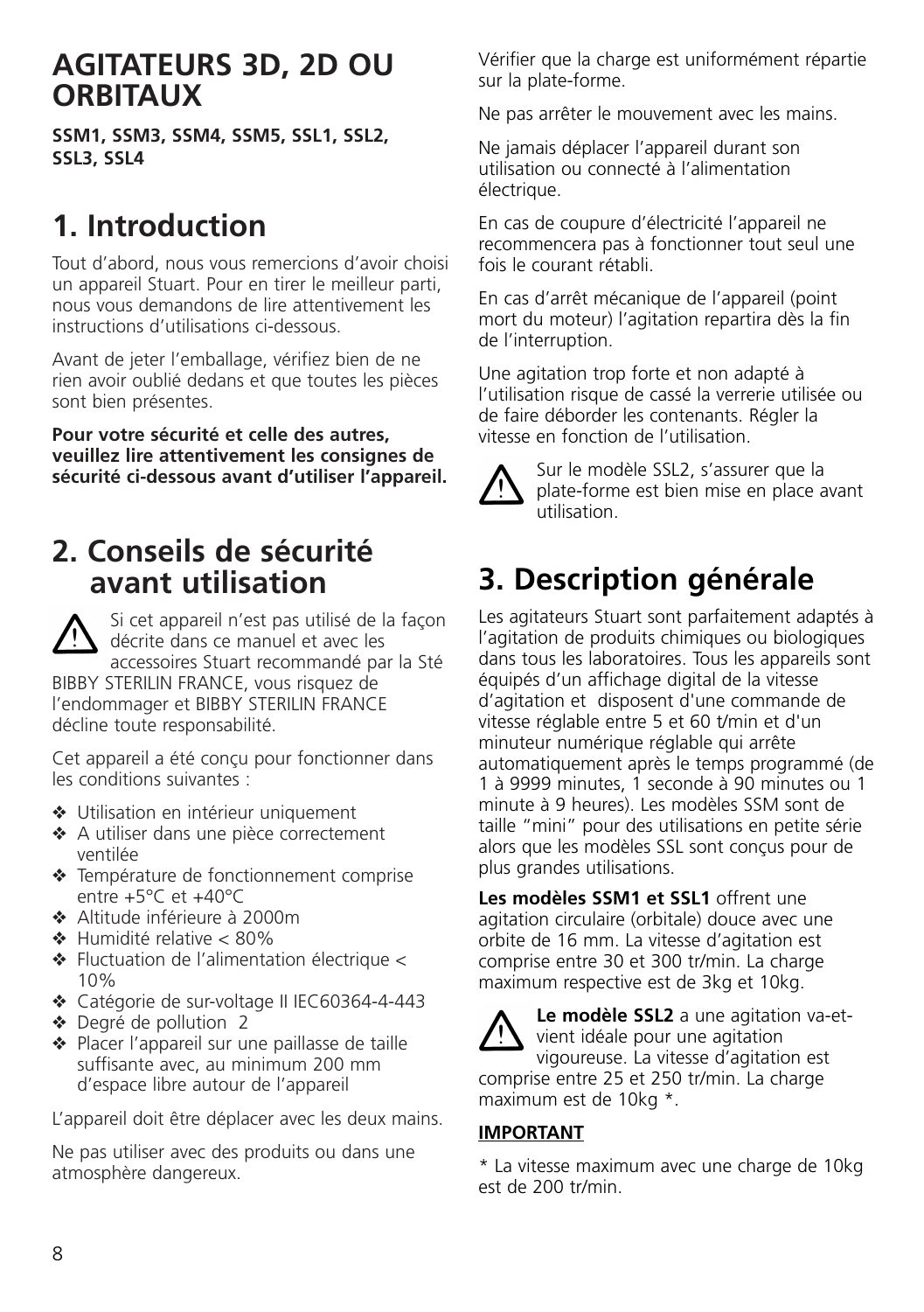# AGITATEURS 3D, 2D OU ORBITAUX

**SSM1, SSM3, SSM4, SSM5, SSL1, SSL2, SSL3, SSL4**

## 1. Introduction

Tout d'abord, nous vous remercions d'avoir choisi un appareil Stuart. Pour en tirer le meilleur parti, nous vous demandons de lire attentivement les instructions d'utilisations ci-dessous.

Avant de jeter l'emballage, vérifiez bien de ne rien avoir oublié dedans et que toutes les pièces sont bien présentes.

**Pour votre sécurité et celle des autres, veuillez lire attentivement les consignes de sécurité ci-dessous avant d'utiliser l'appareil.**

## 2. Conseils de sécurité avant utilisation

⚠ Si cet appareil n'est pas utilisé de la façon décrite dans ce manuel et avec les accessoires Stuart recommandé par la Sté BIBBY STERILIN FRANCE, vous risquez de l'endommager et BIBBY STERILIN FRANCE décline toute responsabilité.

Cet appareil a été conçu pour fonctionner dans les conditions suivantes :

- ❖ Utilisation en intérieur uniquement
- ❖ A utiliser dans une pièce correctement ventilée
- ❖ Température de fonctionnement comprise entre +5°C et +40°C
- ❖ Altitude inférieure à 2000m
- ❖ Humidité relative < 80%
- ❖ Fluctuation de l'alimentation électrique < 10%
- ❖ Catégorie de sur-voltage II IEC60364-4-443
- ❖ Degré de pollution 2
- ❖ Placer l'appareil sur une paillasse de taille suffisante avec, au minimum 200 mm d'espace libre autour de l'appareil

L'appareil doit être déplacer avec les deux mains.

Ne pas utiliser avec des produits ou dans une atmosphère dangereux.

Vérifier que la charge est uniformément répartie sur la plate-forme.

Ne pas arrêter le mouvement avec les mains.

Ne jamais déplacer l'appareil durant son utilisation ou connecté à l'alimentation électrique.

En cas de coupure d'électricité l'appareil ne recommencera pas à fonctionner tout seul une fois le courant rétabli.

En cas d'arrêt mécanique de l'appareil (point mort du moteur) l'agitation repartira dès la fin de l'interruption.

Une agitation trop forte et non adapté à l'utilisation risque de cassé la verrerie utilisée ou de faire déborder les contenants. Régler la vitesse en fonction de l'utilisation.

⚠ Sur le modèle SSL2, s'assurer que la plate-forme est bien mise en place avant utilisation.

## 3. Description générale

Les agitateurs Stuart sont parfaitement adaptés à l'agitation de produits chimiques ou biologiques dans tous les laboratoires. Tous les appareils sont équipés d'un affichage digital de la vitesse d'agitation et disposent d'une commande de vitesse réglable entre 5 et 60 t/min et d'un minuteur numérique réglable qui arrête automatiquement après le temps programmé (de 1 à 9999 minutes, 1 seconde à 90 minutes ou 1 minute à 9 heures). Les modèles SSM sont de taille "mini" pour des utilisations en petite série alors que les modèles SSL sont conçus pour de plus grandes utilisations.

**Les modèles SSM1 et SSL1** offrent une agitation circulaire (orbitale) douce avec une orbite de 16 mm. La vitesse d'agitation est comprise entre 30 et 300 tr/min. La charge maximum respective est de 3kg et 10kg.

⚠ **Le modèle SSL2** a une agitation va-et-vient idéale pour une agitation vigoureuse. La vitesse d'agitation est comprise entre 25 et 250 tr/min. La charge maximum est de 10kg *.

**IMPORTANT**

* La vitesse maximum avec une charge de 10kg est de 200 tr/min.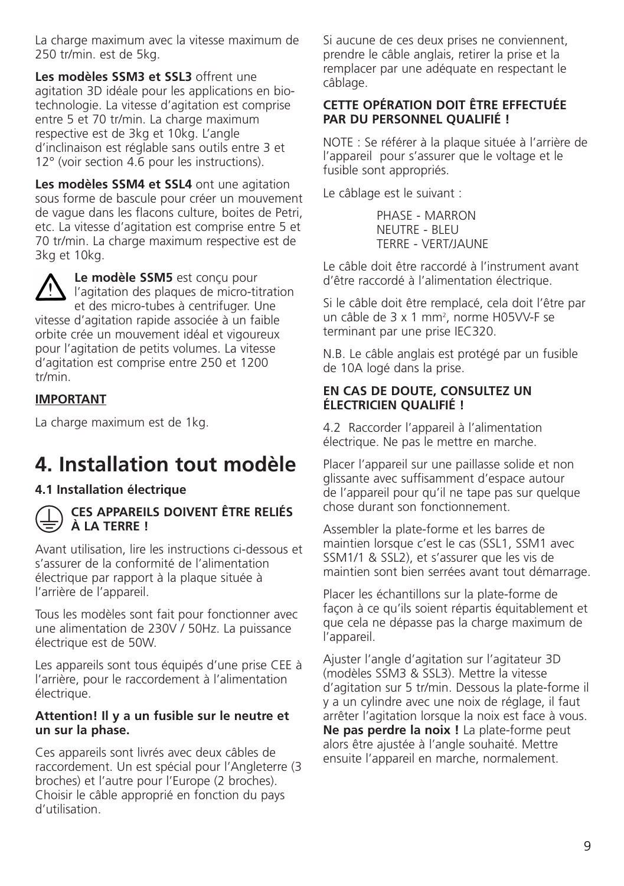La charge maximum avec la vitesse maximum de 250 tr/min. est de 5kg.

**Les modèles SSM3 et SSL3** offrent une agitation 3D idéale pour les applications en bio-technologie. La vitesse d'agitation est comprise entre 5 et 70 tr/min. La charge maximum respective est de 3kg et 10kg. L'angle d'inclinaison est réglable sans outils entre 3 et 12° (voir section 4.6 pour les instructions).

**Les modèles SSM4 et SSL4** ont une agitation sous forme de bascule pour créer un mouvement de vague dans les flacons culture, boites de Petri, etc. La vitesse d'agitation est comprise entre 5 et 70 tr/min. La charge maximum respective est de 3kg et 10kg.

**Le modèle SSM5** est conçu pour l'agitation des plaques de micro-titration et des micro-tubes à centrifuger. Une vitesse d'agitation rapide associée à un faible orbite crée un mouvement idéal et vigoureux pour l'agitation de petits volumes. La vitesse d'agitation est comprise entre 250 et 1200 tr/min.

**IMPORTANT**

La charge maximum est de 1kg.

# 4. Installation tout modèle

### 4.1 Installation électrique

**CES APPAREILS DOIVENT ÊTRE RELIÉS À LA TERRE !**

Avant utilisation, lire les instructions ci-dessous et s'assurer de la conformité de l'alimentation électrique par rapport à la plaque située à l'arrière de l'appareil.

Tous les modèles sont fait pour fonctionner avec une alimentation de 230V / 50Hz. La puissance électrique est de 50W.

Les appareils sont tous équipés d'une prise CEE à l'arrière, pour le raccordement à l'alimentation électrique.

**Attention! Il y a un fusible sur le neutre et un sur la phase.**

Ces appareils sont livrés avec deux câbles de raccordement. Un est spécial pour l'Angleterre (3 broches) et l'autre pour l'Europe (2 broches). Choisir le câble approprié en fonction du pays d'utilisation.

Si aucune de ces deux prises ne conviennent, prendre le câble anglais, retirer la prise et la remplacer par une adéquate en respectant le câblage.

**CETTE OPÉRATION DOIT ÊTRE EFFECTUÉE PAR DU PERSONNEL QUALIFIÉ !**

NOTE : Se référer à la plaque située à l'arrière de l'appareil pour s'assurer que le voltage et le fusible sont appropriés.

Le câblage est le suivant :

PHASE - MARRON
NEUTRE - BLEU
TERRE - VERT/JAUNE

Le câble doit être raccordé à l'instrument avant d'être raccordé à l'alimentation électrique.

Si le câble doit être remplacé, cela doit l'être par un câble de 3 x 1 $mm^2$, norme H05VV-F se terminant par une prise IEC320.

N.B. Le câble anglais est protégé par un fusible de 10A logé dans la prise.

**EN CAS DE DOUTE, CONSULTEZ UN ÉLECTRICIEN QUALIFIÉ !**

4.2 Raccorder l'appareil à l'alimentation électrique. Ne pas le mettre en marche.

Placer l'appareil sur une paillasse solide et non glissante avec suffisamment d'espace autour de l'appareil pour qu'il ne tape pas sur quelque chose durant son fonctionnement.

Assembler la plate-forme et les barres de maintien lorsque c'est le cas (SSL1, SSM1 avec SSM1/1 & SSL2), et s'assurer que les vis de maintien sont bien serrées avant tout démarrage.

Placer les échantillons sur la plate-forme de façon à ce qu'ils soient répartis équitablement et que cela ne dépasse pas la charge maximum de l'appareil.

Ajuster l'angle d'agitation sur l'agitateur 3D (modèles SSM3 & SSL3). Mettre la vitesse d'agitation sur 5 tr/min. Dessous la plate-forme il y a un cylindre avec une noix de réglage, il faut arrêter l'agitation lorsque la noix est face à vous. **Ne pas perdre la noix !** La plate-forme peut alors être ajustée à l'angle souhaité. Mettre ensuite l'appareil en marche, normalement.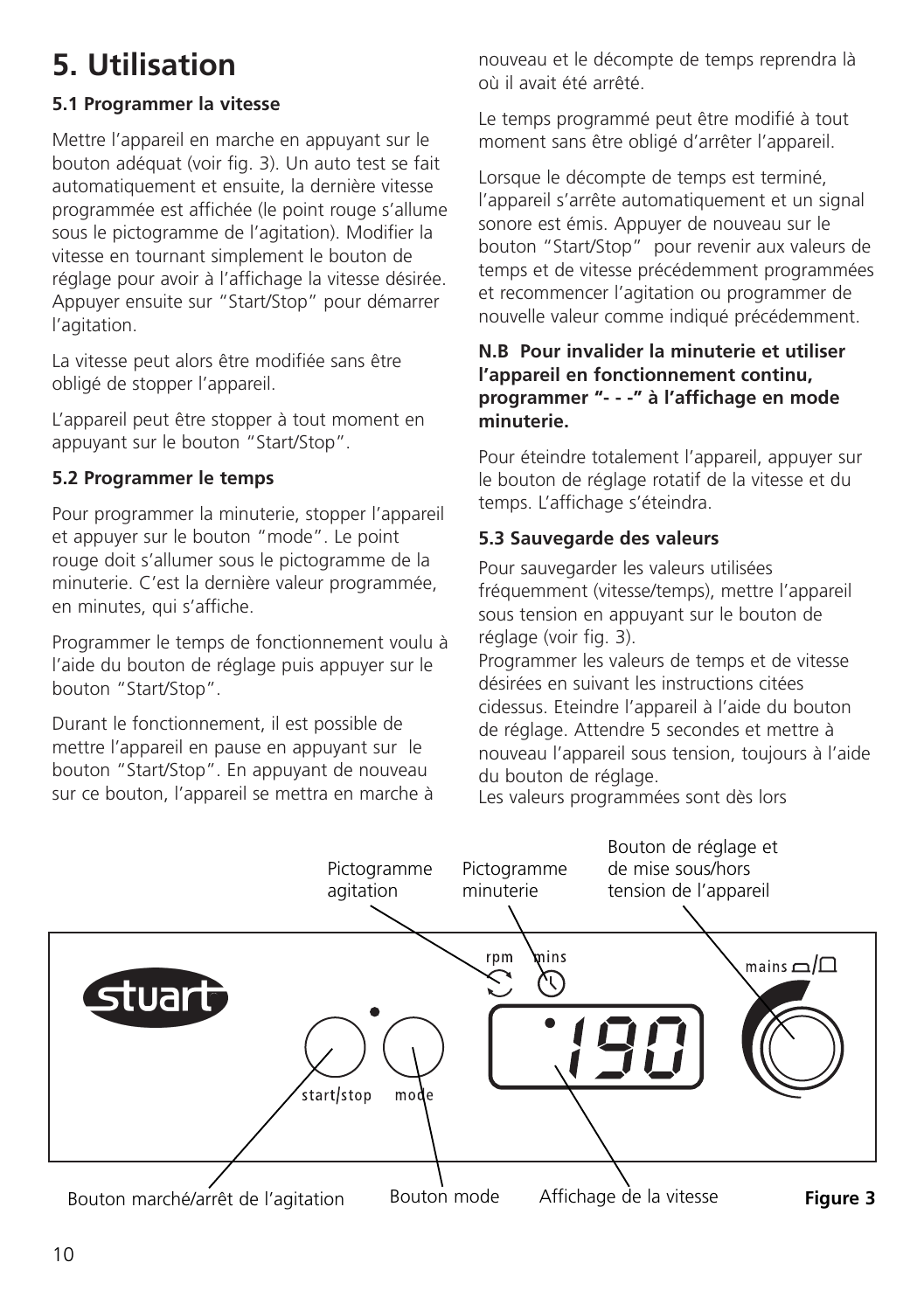# 5. Utilisation

### 5.1 Programmer la vitesse

Mettre l'appareil en marche en appuyant sur le bouton adéquat (voir fig. 3). Un auto test se fait automatiquement et ensuite, la dernière vitesse programmée est affichée (le point rouge s'allume sous le pictogramme de l'agitation). Modifier la vitesse en tournant simplement le bouton de réglage pour avoir à l'affichage la vitesse désirée. Appuyer ensuite sur "Start/Stop" pour démarrer l'agitation.

La vitesse peut alors être modifiée sans être obligé de stopper l'appareil.

L'appareil peut être stopper à tout moment en appuyant sur le bouton "Start/Stop".

### 5.2 Programmer le temps

Pour programmer la minuterie, stopper l'appareil et appuyer sur le bouton "mode". Le point rouge doit s'allumer sous le pictogramme de la minuterie. C'est la dernière valeur programmée, en minutes, qui s'affiche.

Programmer le temps de fonctionnement voulu à l'aide du bouton de réglage puis appuyer sur le bouton "Start/Stop".

Durant le fonctionnement, il est possible de mettre l'appareil en pause en appuyant sur le bouton "Start/Stop". En appuyant de nouveau sur ce bouton, l'appareil se mettra en marche à nouveau et le décompte de temps reprendra là où il avait été arrêté.

Le temps programmé peut être modifié à tout moment sans être obligé d'arrêter l'appareil.

Lorsque le décompte de temps est terminé, l'appareil s'arrête automatiquement et un signal sonore est émis. Appuyer de nouveau sur le bouton "Start/Stop" pour revenir aux valeurs de temps et de vitesse précédemment programmées et recommencer l'agitation ou programmer de nouvelle valeur comme indiqué précédemment.

**N.B Pour invalider la minuterie et utiliser l'appareil en fonctionnement continu, programmer "- - -" à l'affichage en mode minuterie.**

Pour éteindre totalement l'appareil, appuyer sur le bouton de réglage rotatif de la vitesse et du temps. L'affichage s'éteindra.

### 5.3 Sauvegarde des valeurs

Pour sauvegarder les valeurs utilisées fréquemment (vitesse/temps), mettre l'appareil sous tension en appuyant sur le bouton de réglage (voir fig. 3).
Programmer les valeurs de temps et de vitesse désirées en suivant les instructions citées cidessus. Eteindre l'appareil à l'aide du bouton de réglage. Attendre 5 secondes et mettre à nouveau l'appareil sous tension, toujours à l'aide du bouton de réglage.
Les valeurs programmées sont dès lors

Pictogramme agitation — Pictogramme minuterie — Bouton de réglage et de mise sous/hors tension de l'appareil

rpm — mins — mains — stuart — start/stop — mode — 190

Bouton marché/arrêt de l'agitation — Bouton mode — Affichage de la vitesse

**Figure 3**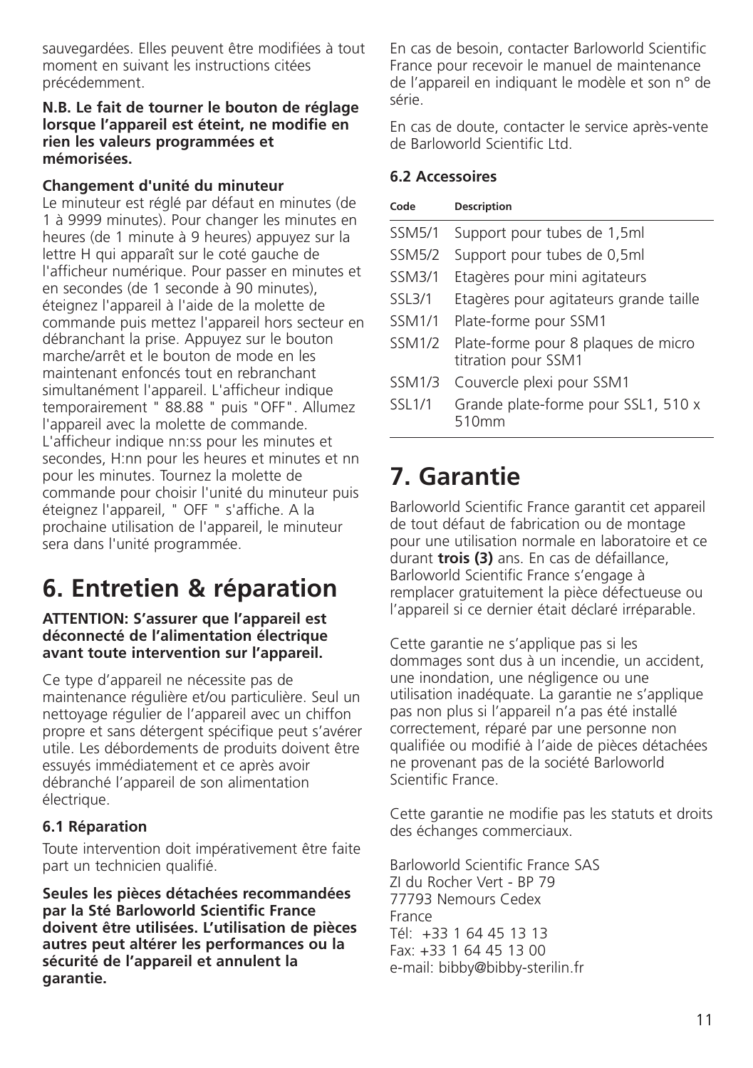sauvegardées. Elles peuvent être modifiées à tout moment en suivant les instructions citées précédemment.

**N.B. Le fait de tourner le bouton de réglage lorsque l'appareil est éteint, ne modifie en rien les valeurs programmées et mémorisées.**

**Changement d'unité du minuteur**

Le minuteur est réglé par défaut en minutes (de 1 à 9999 minutes). Pour changer les minutes en heures (de 1 minute à 9 heures) appuyez sur la lettre H qui apparaît sur le coté gauche de l'afficheur numérique. Pour passer en minutes et en secondes (de 1 seconde à 90 minutes), éteignez l'appareil à l'aide de la molette de commande puis mettez l'appareil hors secteur en débranchant la prise. Appuyez sur le bouton marche/arrêt et le bouton de mode en les maintenant enfoncés tout en rebranchant simultanément l'appareil. L'afficheur indique temporairement " 88.88 " puis "OFF". Allumez l'appareil avec la molette de commande. L'afficheur indique nn:ss pour les minutes et secondes, H:nn pour les heures et minutes et nn pour les minutes. Tournez la molette de commande pour choisir l'unité du minuteur puis éteignez l'appareil, " OFF " s'affiche. A la prochaine utilisation de l'appareil, le minuteur sera dans l'unité programmée.

# 6. Entretien & réparation

**ATTENTION: S'assurer que l'appareil est déconnecté de l'alimentation électrique avant toute intervention sur l'appareil.**

Ce type d'appareil ne nécessite pas de maintenance régulière et/ou particulière. Seul un nettoyage régulier de l'appareil avec un chiffon propre et sans détergent spécifique peut s'avérer utile. Les débordements de produits doivent être essuyés immédiatement et ce après avoir débranché l'appareil de son alimentation électrique.

### 6.1 Réparation

Toute intervention doit impérativement être faite part un technicien qualifié.

**Seules les pièces détachées recommandées par la Sté Barloworld Scientific France doivent être utilisées. L'utilisation de pièces autres peut altérer les performances ou la sécurité de l'appareil et annulent la garantie.**

En cas de besoin, contacter Barloworld Scientific France pour recevoir le manuel de maintenance de l'appareil en indiquant le modèle et son n° de série.

En cas de doute, contacter le service après-vente de Barloworld Scientific Ltd.

### 6.2 Accessoires

| Code | Description |
|---|---|
| SSM5/1 | Support pour tubes de 1,5ml |
| SSM5/2 | Support pour tubes de 0,5ml |
| SSM3/1 | Etagères pour mini agitateurs |
| SSL3/1 | Etagères pour agitateurs grande taille |
| SSM1/1 | Plate-forme pour SSM1 |
| SSM1/2 | Plate-forme pour 8 plaques de micro titration pour SSM1 |
| SSM1/3 | Couvercle plexi pour SSM1 |
| SSL1/1 | Grande plate-forme pour SSL1, 510 x 510mm |

# 7. Garantie

Barloworld Scientific France garantit cet appareil de tout défaut de fabrication ou de montage pour une utilisation normale en laboratoire et ce durant **trois (3)** ans. En cas de défaillance, Barloworld Scientific France s'engage à remplacer gratuitement la pièce défectueuse ou l'appareil si ce dernier était déclaré irréparable.

Cette garantie ne s'applique pas si les dommages sont dus à un incendie, un accident, une inondation, une négligence ou une utilisation inadéquate. La garantie ne s'applique pas non plus si l'appareil n'a pas été installé correctement, réparé par une personne non qualifiée ou modifié à l'aide de pièces détachées ne provenant pas de la société Barloworld Scientific France.

Cette garantie ne modifie pas les statuts et droits des échanges commerciaux.

Barloworld Scientific France SAS
ZI du Rocher Vert - BP 79
77793 Nemours Cedex
France
Tél: +33 1 64 45 13 13
Fax: +33 1 64 45 13 00
e-mail: bibby@bibby-sterilin.fr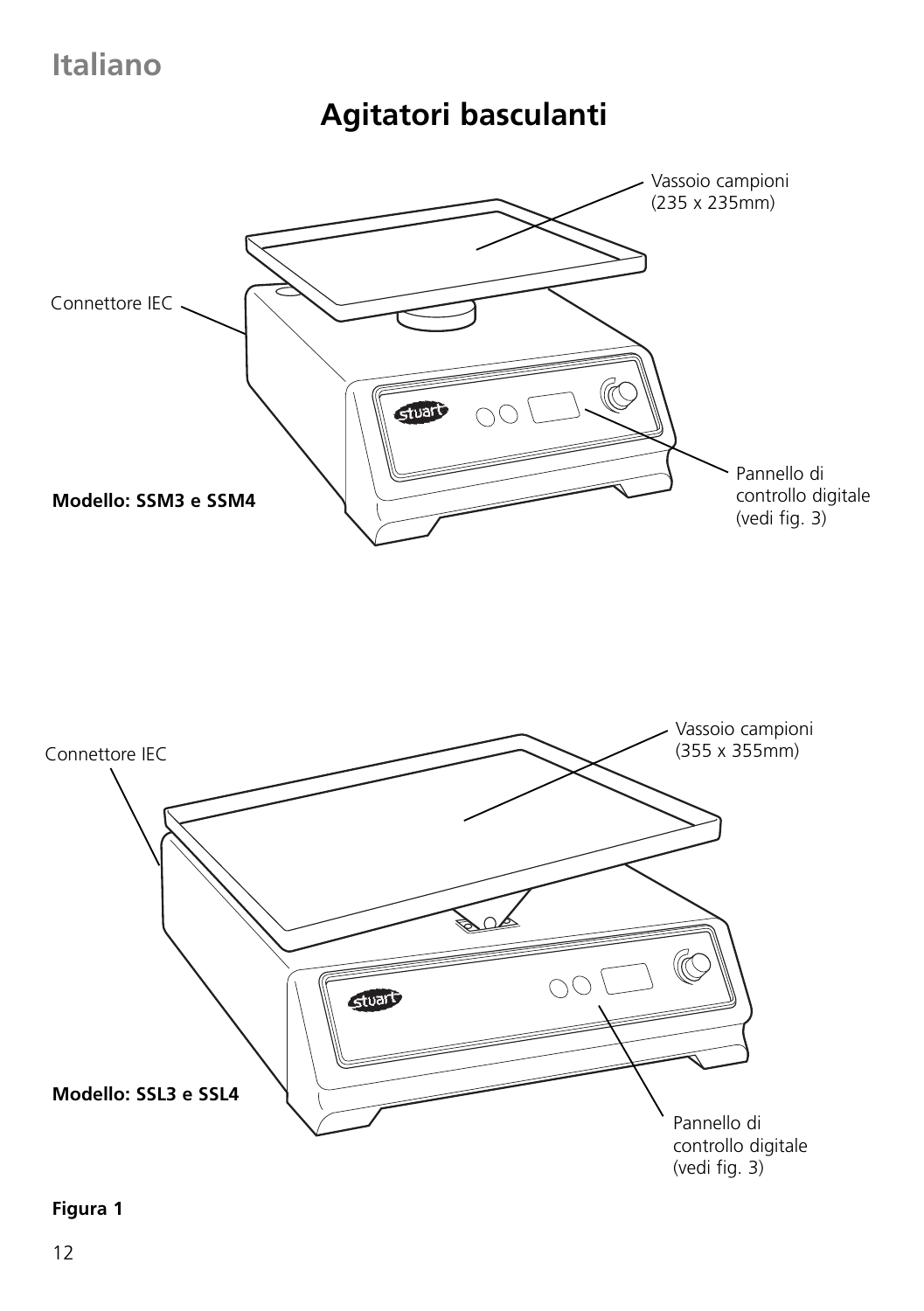# Italiano

## Agitatori basculanti

Vassoio campioni
(235 x 235mm)

Connettore IEC

Pannello di
controllo digitale
(vedi fig. 3)

**Modello: SSM3 e SSM4**

Vassoio campioni
(355 x 355mm)

Connettore IEC

**Modello: SSL3 e SSL4**

Pannello di
controllo digitale
(vedi fig. 3)

**Figura 1**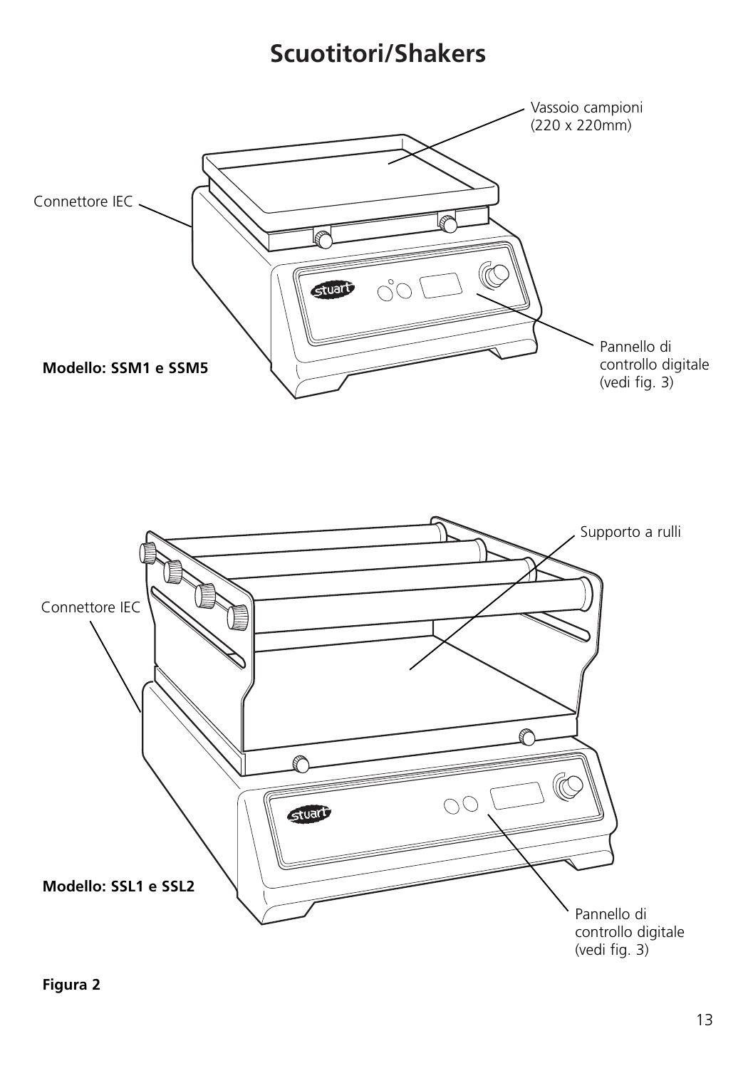# Scuotitori/Shakers

Vassoio campioni
(220 x 220mm)

Connettore IEC

Pannello di
controllo digitale
(vedi fig. 3)

**Modello: SSM1 e SSM5**

Supporto a rulli

Connettore IEC

Pannello di
controllo digitale
(vedi fig. 3)

**Modello: SSL1 e SSL2**

**Figura 2**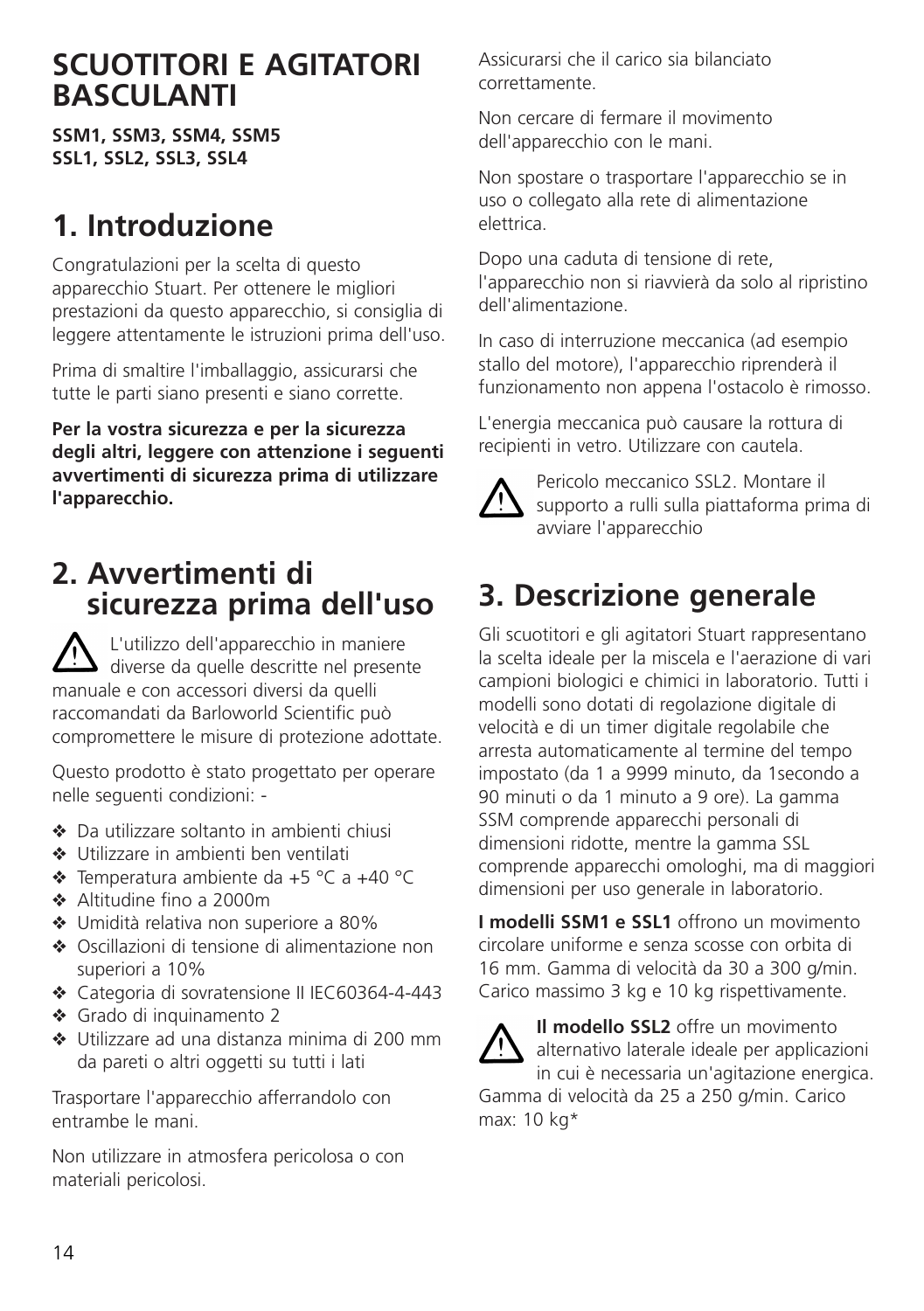# SCUOTITORI E AGITATORI BASCULANTI

**SSM1, SSM3, SSM4, SSM5**
**SSL1, SSL2, SSL3, SSL4**

## 1. Introduzione

Congratulazioni per la scelta di questo apparecchio Stuart. Per ottenere le migliori prestazioni da questo apparecchio, si consiglia di leggere attentamente le istruzioni prima dell'uso.

Prima di smaltire l'imballaggio, assicurarsi che tutte le parti siano presenti e siano corrette.

**Per la vostra sicurezza e per la sicurezza degli altri, leggere con attenzione i seguenti avvertimenti di sicurezza prima di utilizzare l'apparecchio.**

## 2. Avvertimenti di sicurezza prima dell'uso

⚠ L'utilizzo dell'apparecchio in maniere diverse da quelle descritte nel presente manuale e con accessori diversi da quelli raccomandati da Barloworld Scientific può compromettere le misure di protezione adottate.

Questo prodotto è stato progettato per operare nelle seguenti condizioni: -

- ❖ Da utilizzare soltanto in ambienti chiusi
- ❖ Utilizzare in ambienti ben ventilati
- ❖ Temperatura ambiente da +5 °C a +40 °C
- ❖ Altitudine fino a 2000m
- ❖ Umidità relativa non superiore a 80%
- ❖ Oscillazioni di tensione di alimentazione non superiori a 10%
- ❖ Categoria di sovratensione II IEC60364-4-443
- ❖ Grado di inquinamento 2
- ❖ Utilizzare ad una distanza minima di 200 mm da pareti o altri oggetti su tutti i lati

Trasportare l'apparecchio afferrandolo con entrambe le mani.

Non utilizzare in atmosfera pericolosa o con materiali pericolosi.

Assicurarsi che il carico sia bilanciato correttamente.

Non cercare di fermare il movimento dell'apparecchio con le mani.

Non spostare o trasportare l'apparecchio se in uso o collegato alla rete di alimentazione elettrica.

Dopo una caduta di tensione di rete, l'apparecchio non si riavvierà da solo al ripristino dell'alimentazione.

In caso di interruzione meccanica (ad esempio stallo del motore), l'apparecchio riprenderà il funzionamento non appena l'ostacolo è rimosso.

L'energia meccanica può causare la rottura di recipienti in vetro. Utilizzare con cautela.

⚠ Pericolo meccanico SSL2. Montare il supporto a rulli sulla piattaforma prima di avviare l'apparecchio

## 3. Descrizione generale

Gli scuotitori e gli agitatori Stuart rappresentano la scelta ideale per la miscela e l'aerazione di vari campioni biologici e chimici in laboratorio. Tutti i modelli sono dotati di regolazione digitale di velocità e di un timer digitale regolabile che arresta automaticamente al termine del tempo impostato (da 1 a 9999 minuto, da 1secondo a 90 minuti o da 1 minuto a 9 ore). La gamma SSM comprende apparecchi personali di dimensioni ridotte, mentre la gamma SSL comprende apparecchi omologhi, ma di maggiori dimensioni per uso generale in laboratorio.

**I modelli SSM1 e SSL1** offrono un movimento circolare uniforme e senza scosse con orbita di 16 mm. Gamma di velocità da 30 a 300 g/min. Carico massimo 3 kg e 10 kg rispettivamente.

⚠ **Il modello SSL2** offre un movimento alternativo laterale ideale per applicazioni in cui è necessaria un'agitazione energica. Gamma di velocità da 25 a 250 g/min. Carico max: 10 kg*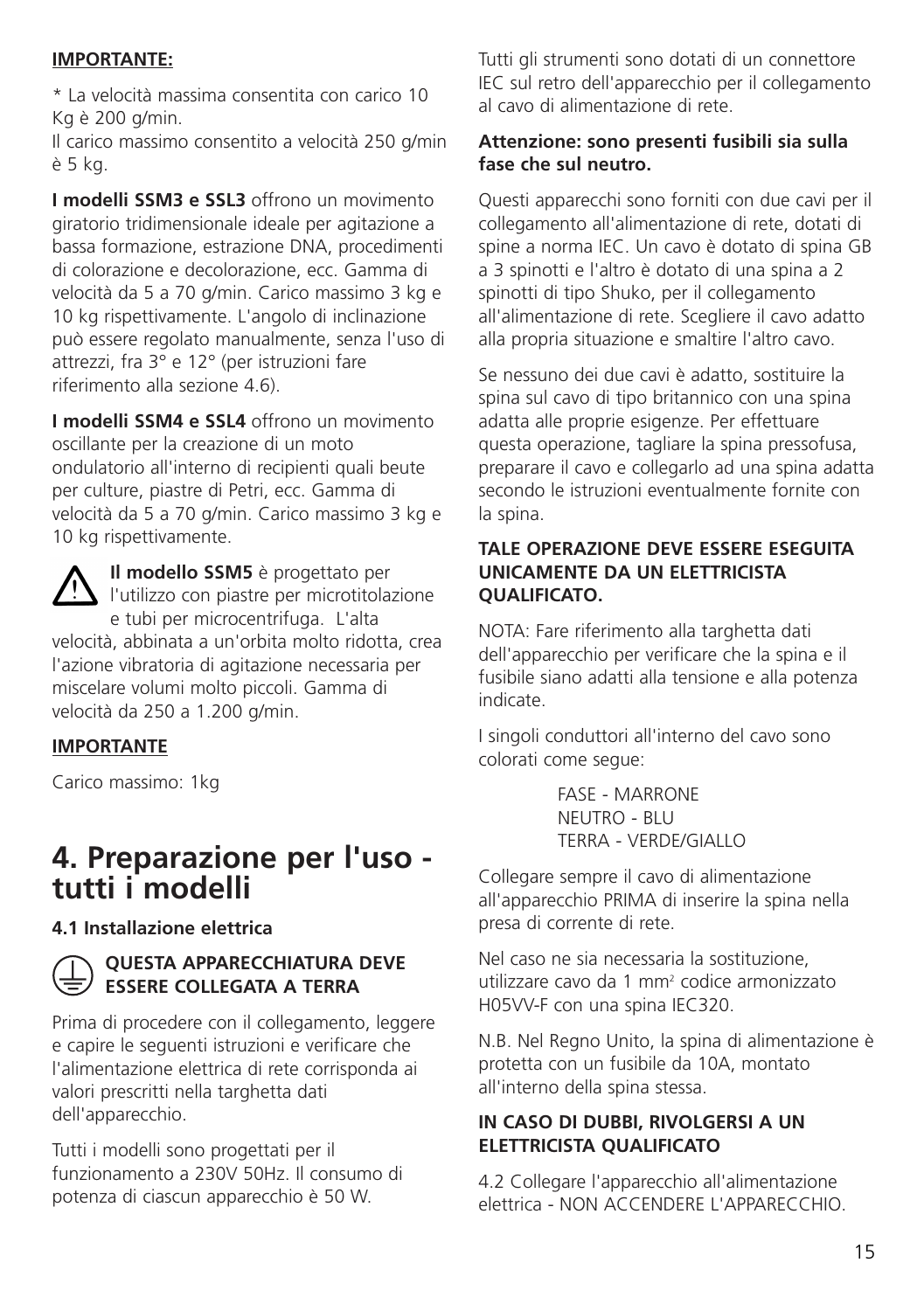**IMPORTANTE:**

* La velocità massima consentita con carico 10 Kg è 200 g/min.
Il carico massimo consentito a velocità 250 g/min è 5 kg.

**I modelli SSM3 e SSL3** offrono un movimento giratorio tridimensionale ideale per agitazione a bassa formazione, estrazione DNA, procedimenti di colorazione e decolorazione, ecc. Gamma di velocità da 5 a 70 g/min. Carico massimo 3 kg e 10 kg rispettivamente. L'angolo di inclinazione può essere regolato manualmente, senza l'uso di attrezzi, fra 3° e 12° (per istruzioni fare riferimento alla sezione 4.6).

**I modelli SSM4 e SSL4** offrono un movimento oscillante per la creazione di un moto ondulatorio all'interno di recipienti quali beute per culture, piastre di Petri, ecc. Gamma di velocità da 5 a 70 g/min. Carico massimo 3 kg e 10 kg rispettivamente.

**Il modello SSM5** è progettato per l'utilizzo con piastre per microtitolazione e tubi per microcentrifuga. L'alta velocità, abbinata a un'orbita molto ridotta, crea l'azione vibratoria di agitazione necessaria per miscelare volumi molto piccoli. Gamma di velocità da 250 a 1.200 g/min.

**IMPORTANTE**

Carico massimo: 1kg

# 4. Preparazione per l'uso - tutti i modelli

### 4.1 Installazione elettrica

**QUESTA APPARECCHIATURA DEVE ESSERE COLLEGATA A TERRA**

Prima di procedere con il collegamento, leggere e capire le seguenti istruzioni e verificare che l'alimentazione elettrica di rete corrisponda ai valori prescritti nella targhetta dati dell'apparecchio.

Tutti i modelli sono progettati per il funzionamento a 230V 50Hz. Il consumo di potenza di ciascun apparecchio è 50 W.

Tutti gli strumenti sono dotati di un connettore IEC sul retro dell'apparecchio per il collegamento al cavo di alimentazione di rete.

**Attenzione: sono presenti fusibili sia sulla fase che sul neutro.**

Questi apparecchi sono forniti con due cavi per il collegamento all'alimentazione di rete, dotati di spine a norma IEC. Un cavo è dotato di spina GB a 3 spinotti e l'altro è dotato di una spina a 2 spinotti di tipo Shuko, per il collegamento all'alimentazione di rete. Scegliere il cavo adatto alla propria situazione e smaltire l'altro cavo.

Se nessuno dei due cavi è adatto, sostituire la spina sul cavo di tipo britannico con una spina adatta alle proprie esigenze. Per effettuare questa operazione, tagliare la spina pressofusa, preparare il cavo e collegarlo ad una spina adatta secondo le istruzioni eventualmente fornite con la spina.

**TALE OPERAZIONE DEVE ESSERE ESEGUITA UNICAMENTE DA UN ELETTRICISTA QUALIFICATO.**

NOTA: Fare riferimento alla targhetta dati dell'apparecchio per verificare che la spina e il fusibile siano adatti alla tensione e alla potenza indicate.

I singoli conduttori all'interno del cavo sono colorati come segue:

FASE - MARRONE
NEUTRO - BLU
TERRA - VERDE/GIALLO

Collegare sempre il cavo di alimentazione all'apparecchio PRIMA di inserire la spina nella presa di corrente di rete.

Nel caso ne sia necessaria la sostituzione, utilizzare cavo da 1 $mm^2$ codice armonizzato H05VV-F con una spina IEC320.

N.B. Nel Regno Unito, la spina di alimentazione è protetta con un fusibile da 10A, montato all'interno della spina stessa.

**IN CASO DI DUBBI, RIVOLGERSI A UN ELETTRICISTA QUALIFICATO**

4.2 Collegare l'apparecchio all'alimentazione elettrica - NON ACCENDERE L'APPARECCHIO.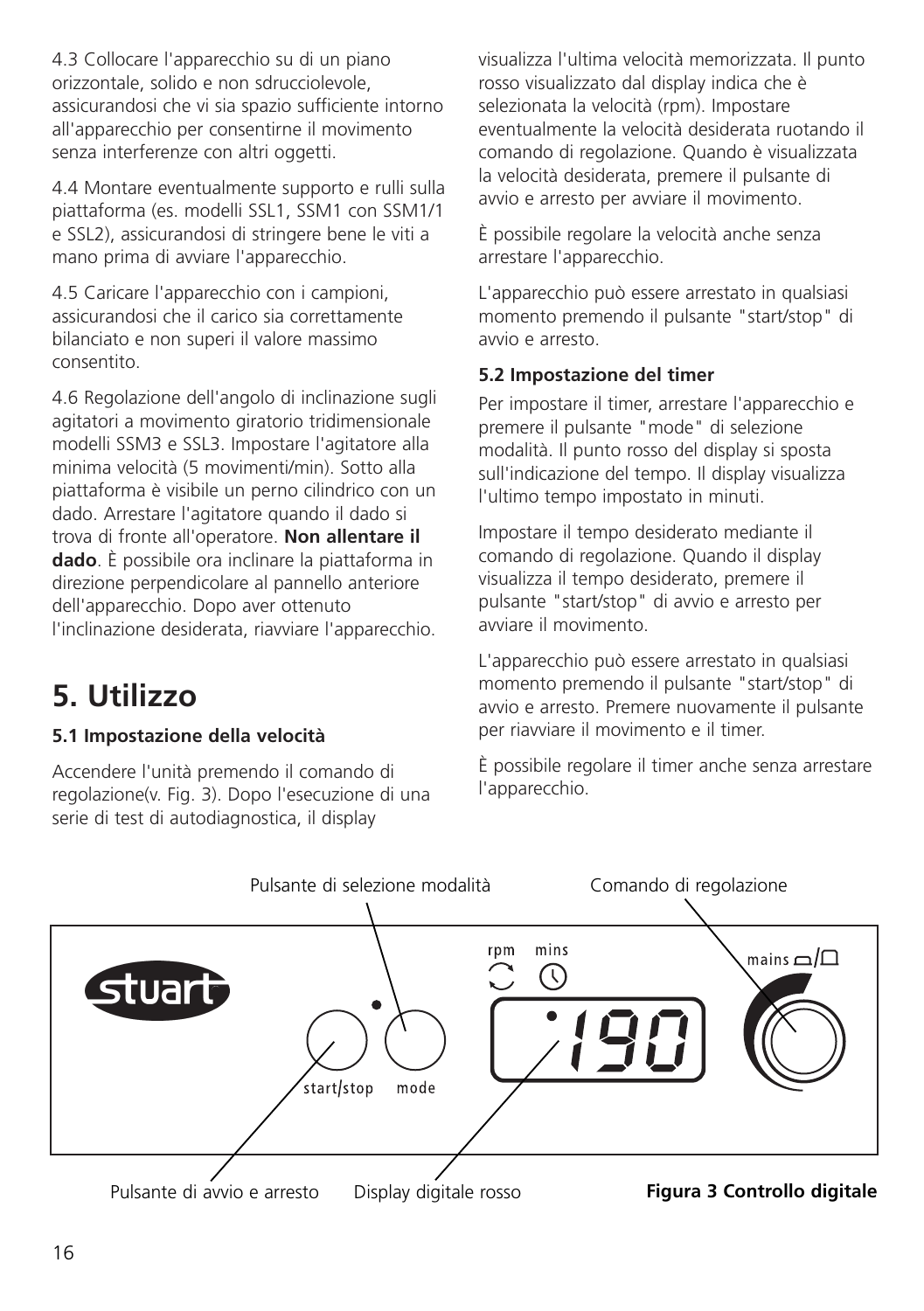4.3 Collocare l'apparecchio su di un piano orizzontale, solido e non sdrucciolevole, assicurandosi che vi sia spazio sufficiente intorno all'apparecchio per consentirne il movimento senza interferenze con altri oggetti.

4.4 Montare eventualmente supporto e rulli sulla piattaforma (es. modelli SSL1, SSM1 con SSM1/1 e SSL2), assicurandosi di stringere bene le viti a mano prima di avviare l'apparecchio.

4.5 Caricare l'apparecchio con i campioni, assicurandosi che il carico sia correttamente bilanciato e non superi il valore massimo consentito.

4.6 Regolazione dell'angolo di inclinazione sugli agitatori a movimento giratorio tridimensionale modelli SSM3 e SSL3. Impostare l'agitatore alla minima velocità (5 movimenti/min). Sotto alla piattaforma è visibile un perno cilindrico con un dado. Arrestare l'agitatore quando il dado si trova di fronte all'operatore. **Non allentare il dado**. È possibile ora inclinare la piattaforma in direzione perpendicolare al pannello anteriore dell'apparecchio. Dopo aver ottenuto l'inclinazione desiderata, riavviare l'apparecchio.

# 5. Utilizzo

### 5.1 Impostazione della velocità

Accendere l'unità premendo il comando di regolazione(v. Fig. 3). Dopo l'esecuzione di una serie di test di autodiagnostica, il display visualizza l'ultima velocità memorizzata. Il punto rosso visualizzato dal display indica che è selezionata la velocità (rpm). Impostare eventualmente la velocità desiderata ruotando il comando di regolazione. Quando è visualizzata la velocità desiderata, premere il pulsante di avvio e arresto per avviare il movimento.

È possibile regolare la velocità anche senza arrestare l'apparecchio.

L'apparecchio può essere arrestato in qualsiasi momento premendo il pulsante "start/stop" di avvio e arresto.

### 5.2 Impostazione del timer

Per impostare il timer, arrestare l'apparecchio e premere il pulsante "mode" di selezione modalità. Il punto rosso del display si sposta sull'indicazione del tempo. Il display visualizza l'ultimo tempo impostato in minuti.

Impostare il tempo desiderato mediante il comando di regolazione. Quando il display visualizza il tempo desiderato, premere il pulsante "start/stop" di avvio e arresto per avviare il movimento.

L'apparecchio può essere arrestato in qualsiasi momento premendo il pulsante "start/stop" di avvio e arresto. Premere nuovamente il pulsante per riavviare il movimento e il timer.

È possibile regolare il timer anche senza arrestare l'apparecchio.

Pulsante di selezione modalità — Comando di regolazione — Pulsante di avvio e arresto — Display digitale rosso

stuart — start/stop — mode — rpm — mins — 190 — mains

**Figura 3 Controllo digitale**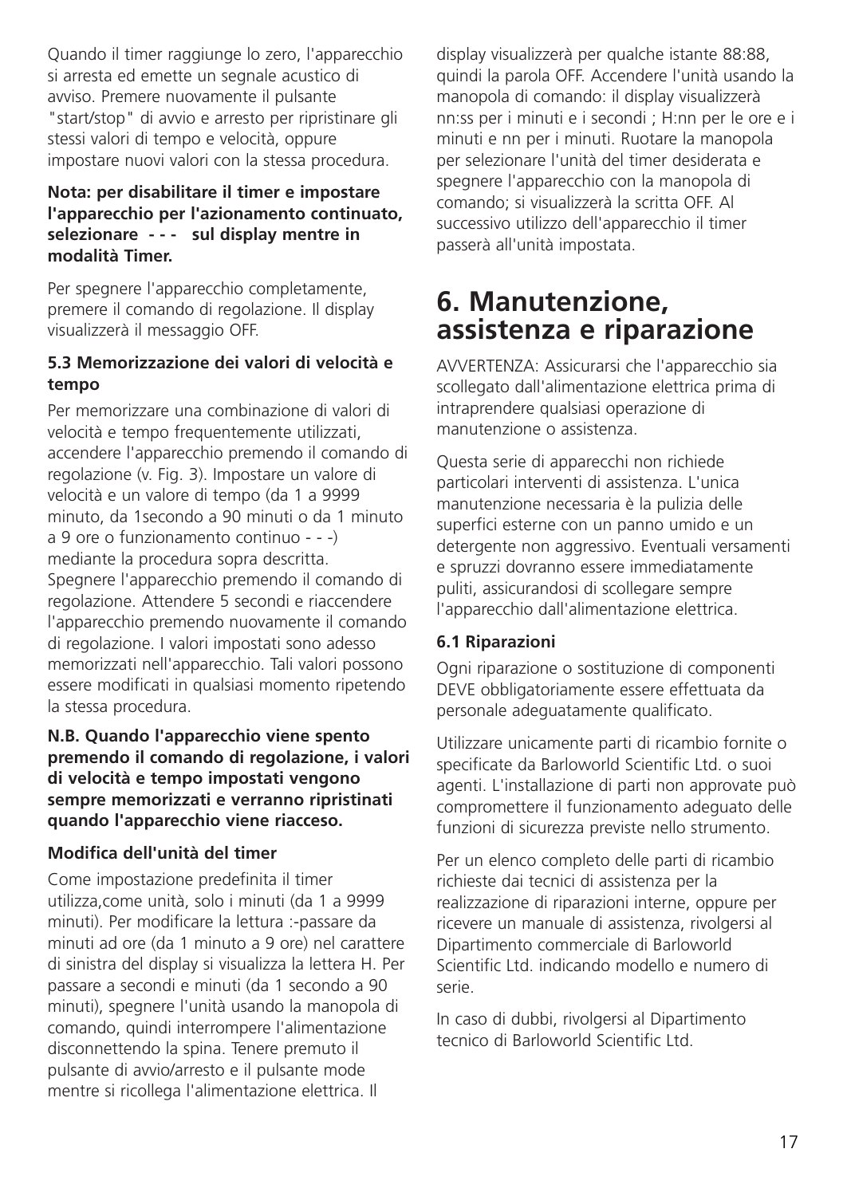Quando il timer raggiunge lo zero, l'apparecchio si arresta ed emette un segnale acustico di avviso. Premere nuovamente il pulsante "start/stop" di avvio e arresto per ripristinare gli stessi valori di tempo e velocità, oppure impostare nuovi valori con la stessa procedura.

**Nota: per disabilitare il timer e impostare l'apparecchio per l'azionamento continuato, selezionare - - - sul display mentre in modalità Timer.**

Per spegnere l'apparecchio completamente, premere il comando di regolazione. Il display visualizzerà il messaggio OFF.

### 5.3 Memorizzazione dei valori di velocità e tempo

Per memorizzare una combinazione di valori di velocità e tempo frequentemente utilizzati, accendere l'apparecchio premendo il comando di regolazione (v. Fig. 3). Impostare un valore di velocità e un valore di tempo (da 1 a 9999 minuto, da 1secondo a 90 minuti o da 1 minuto a 9 ore o funzionamento continuo - - -) mediante la procedura sopra descritta. Spegnere l'apparecchio premendo il comando di regolazione. Attendere 5 secondi e riaccendere l'apparecchio premendo nuovamente il comando di regolazione. I valori impostati sono adesso memorizzati nell'apparecchio. Tali valori possono essere modificati in qualsiasi momento ripetendo la stessa procedura.

**N.B. Quando l'apparecchio viene spento premendo il comando di regolazione, i valori di velocità e tempo impostati vengono sempre memorizzati e verranno ripristinati quando l'apparecchio viene riacceso.**

### Modifica dell'unità del timer

Come impostazione predefinita il timer utilizza,come unità, solo i minuti (da 1 a 9999 minuti). Per modificare la lettura :-passare da minuti ad ore (da 1 minuto a 9 ore) nel carattere di sinistra del display si visualizza la lettera H. Per passare a secondi e minuti (da 1 secondo a 90 minuti), spegnere l'unità usando la manopola di comando, quindi interrompere l'alimentazione disconnettendo la spina. Tenere premuto il pulsante di avvio/arresto e il pulsante mode mentre si ricollega l'alimentazione elettrica. Il display visualizzerà per qualche istante 88:88, quindi la parola OFF. Accendere l'unità usando la manopola di comando: il display visualizzerà nn:ss per i minuti e i secondi ; H:nn per le ore e i minuti e nn per i minuti. Ruotare la manopola per selezionare l'unità del timer desiderata e spegnere l'apparecchio con la manopola di comando; si visualizzerà la scritta OFF. Al successivo utilizzo dell'apparecchio il timer passerà all'unità impostata.

# 6. Manutenzione, assistenza e riparazione

AVVERTENZA: Assicurarsi che l'apparecchio sia scollegato dall'alimentazione elettrica prima di intraprendere qualsiasi operazione di manutenzione o assistenza.

Questa serie di apparecchi non richiede particolari interventi di assistenza. L'unica manutenzione necessaria è la pulizia delle superfici esterne con un panno umido e un detergente non aggressivo. Eventuali versamenti e spruzzi dovranno essere immediatamente puliti, assicurandosi di scollegare sempre l'apparecchio dall'alimentazione elettrica.

### 6.1 Riparazioni

Ogni riparazione o sostituzione di componenti DEVE obbligatoriamente essere effettuata da personale adeguatamente qualificato.

Utilizzare unicamente parti di ricambio fornite o specificate da Barloworld Scientific Ltd. o suoi agenti. L'installazione di parti non approvate può compromettere il funzionamento adeguato delle funzioni di sicurezza previste nello strumento.

Per un elenco completo delle parti di ricambio richieste dai tecnici di assistenza per la realizzazione di riparazioni interne, oppure per ricevere un manuale di assistenza, rivolgersi al Dipartimento commerciale di Barloworld Scientific Ltd. indicando modello e numero di serie.

In caso di dubbi, rivolgersi al Dipartimento tecnico di Barloworld Scientific Ltd.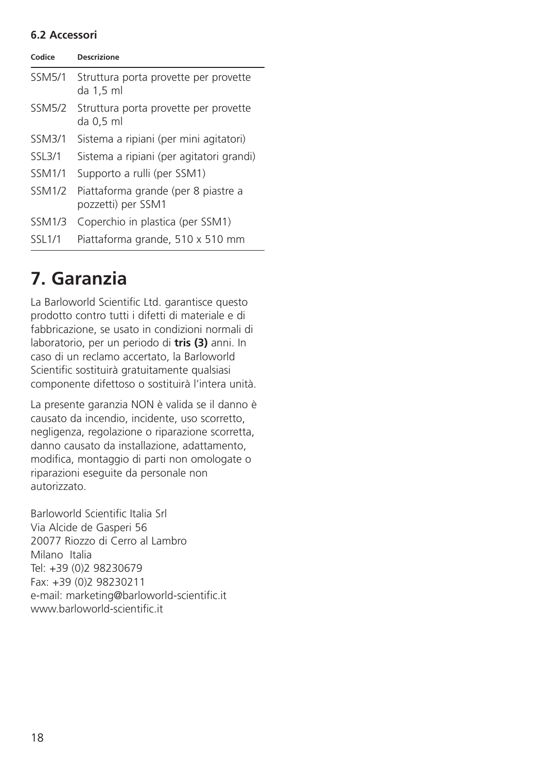### 6.2 Accessori

| Codice | Descrizione |
|---|---|
| SSM5/1 | Struttura porta provette per provette da 1,5 ml |
| SSM5/2 | Struttura porta provette per provette da 0,5 ml |
| SSM3/1 | Sistema a ripiani (per mini agitatori) |
| SSL3/1 | Sistema a ripiani (per agitatori grandi) |
| SSM1/1 | Supporto a rulli (per SSM1) |
| SSM1/2 | Piattaforma grande (per 8 piastre a pozzetti) per SSM1 |
| SSM1/3 | Coperchio in plastica (per SSM1) |
| SSL1/1 | Piattaforma grande, 510 x 510 mm |

# 7. Garanzia

La Barloworld Scientific Ltd. garantisce questo prodotto contro tutti i difetti di materiale e di fabbricazione, se usato in condizioni normali di laboratorio, per un periodo di **tris (3)** anni. In caso di un reclamo accertato, la Barloworld Scientific sostituirà gratuitamente qualsiasi componente difettoso o sostituirà l'intera unità.

La presente garanzia NON è valida se il danno è causato da incendio, incidente, uso scorretto, negligenza, regolazione o riparazione scorretta, danno causato da installazione, adattamento, modifica, montaggio di parti non omologate o riparazioni eseguite da personale non autorizzato.

Barloworld Scientific Italia Srl
Via Alcide de Gasperi 56
20077 Riozzo di Cerro al Lambro
Milano Italia
Tel: +39 (0)2 98230679
Fax: +39 (0)2 98230211
e-mail: marketing@barloworld-scientific.it
www.barloworld-scientific.it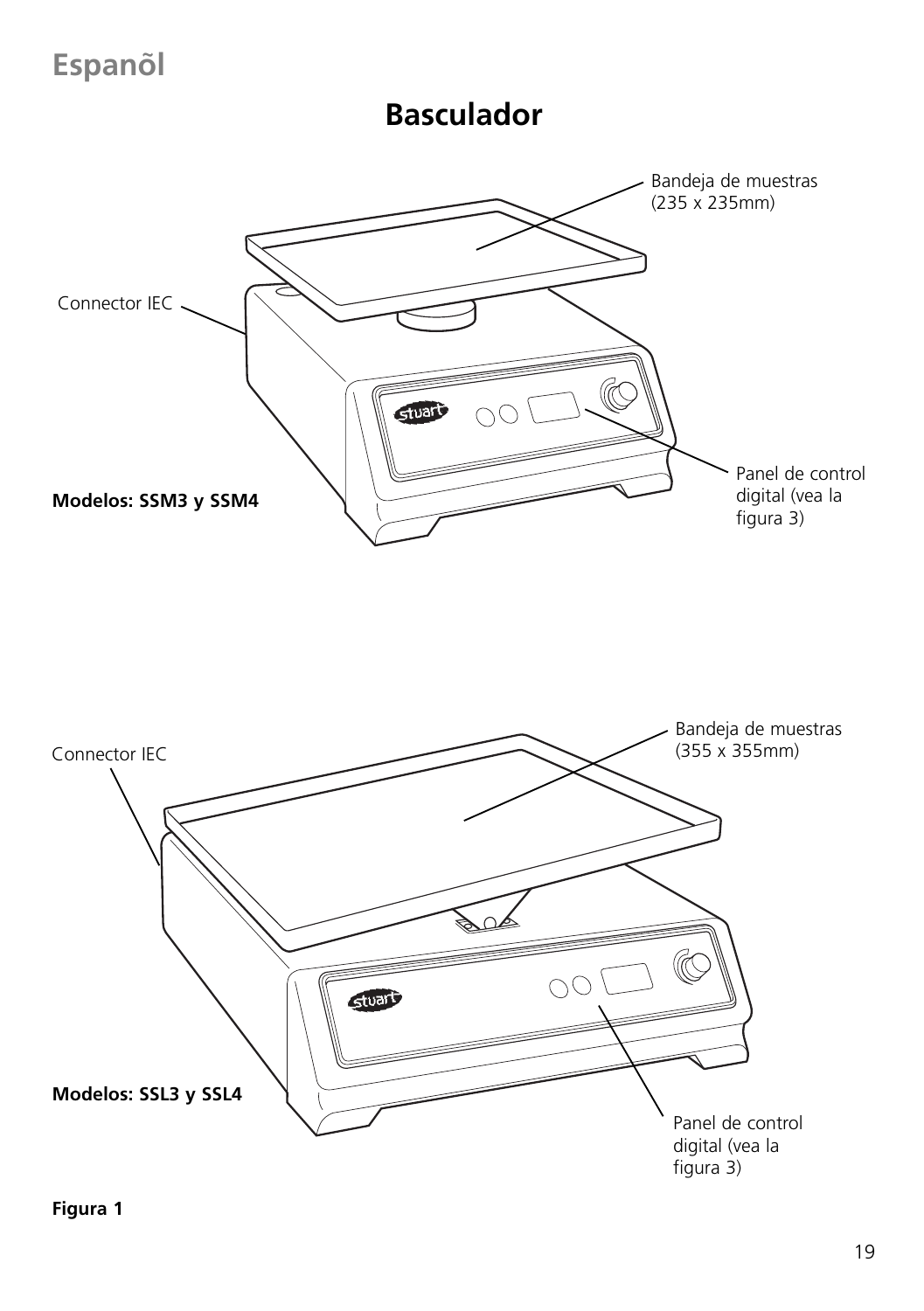# Espanõl

## Basculador

Bandeja de muestras (235 x 235mm)

Connector IEC

Panel de control digital (vea la figura 3)

**Modelos: SSM3 y SSM4**

Bandeja de muestras (355 x 355mm)

Connector IEC

**Modelos: SSL3 y SSL4**

Panel de control digital (vea la figura 3)

**Figura 1**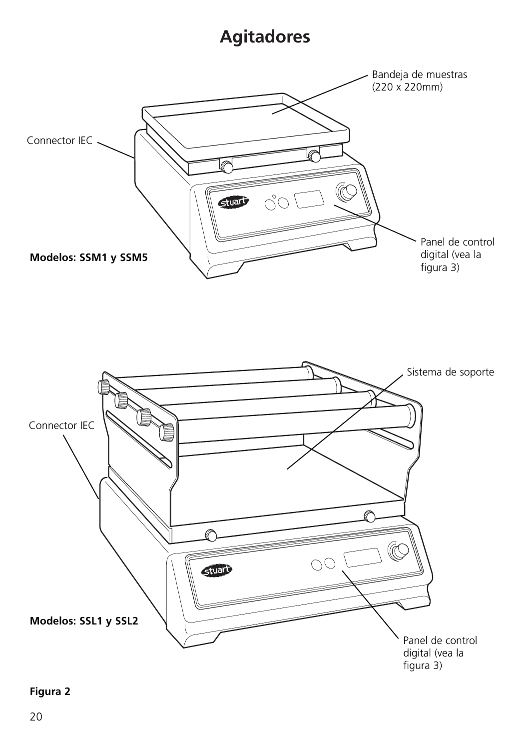# Agitadores

Bandeja de muestras (220 x 220mm)

Connector IEC

Panel de control digital (vea la figura 3)

**Modelos: SSM1 y SSM5**

Sistema de soporte

Connector IEC

**Modelos: SSL1 y SSL2**

Panel de control digital (vea la figura 3)

**Figura 2**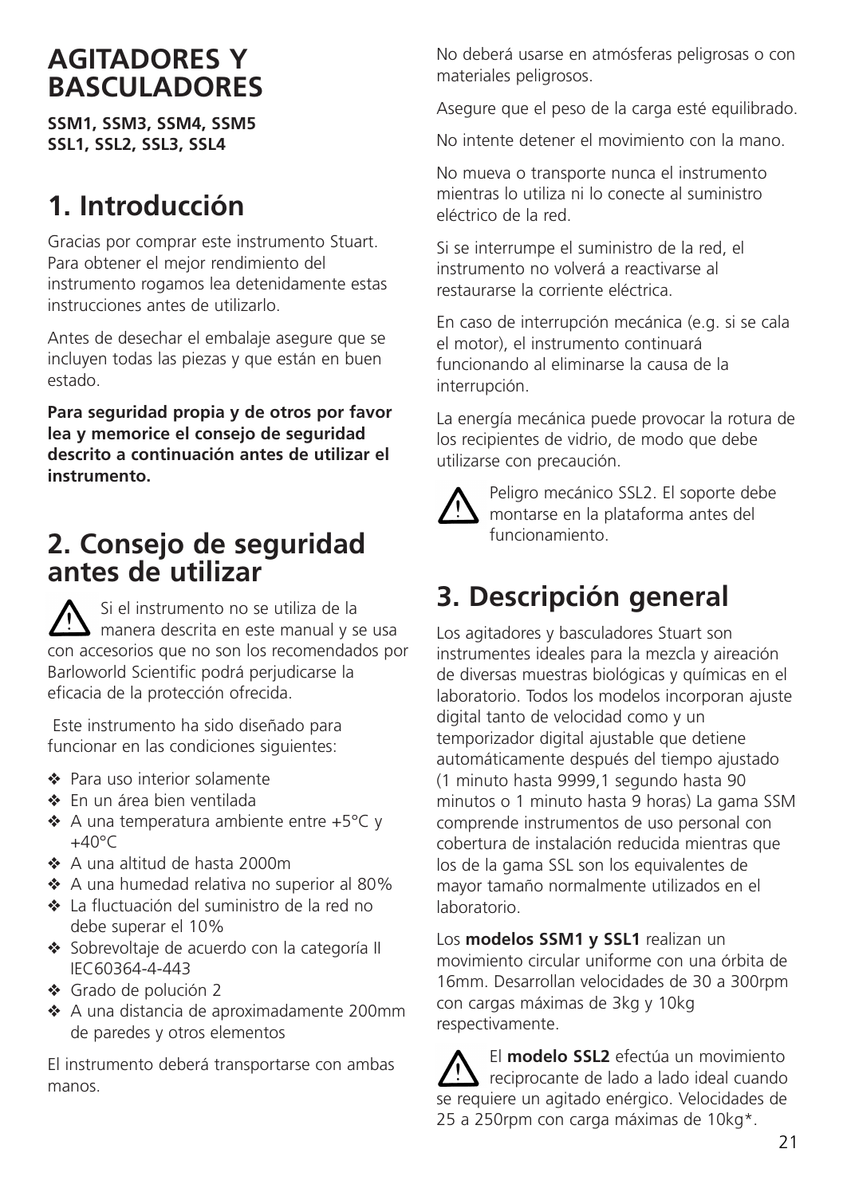# AGITADORES Y BASCULADORES

**SSM1, SSM3, SSM4, SSM5**
**SSL1, SSL2, SSL3, SSL4**

## 1. Introducción

Gracias por comprar este instrumento Stuart. Para obtener el mejor rendimiento del instrumento rogamos lea detenidamente estas instrucciones antes de utilizarlo.

Antes de desechar el embalaje asegure que se incluyen todas las piezas y que están en buen estado.

**Para seguridad propia y de otros por favor lea y memorice el consejo de seguridad descrito a continuación antes de utilizar el instrumento.**

## 2. Consejo de seguridad antes de utilizar

⚠ Si el instrumento no se utiliza de la manera descrita en este manual y se usa con accesorios que no son los recomendados por Barloworld Scientific podrá perjudicarse la eficacia de la protección ofrecida.

Este instrumento ha sido diseñado para funcionar en las condiciones siguientes:

- Para uso interior solamente
- En un área bien ventilada
- A una temperatura ambiente entre +5°C y +40°C
- A una altitud de hasta 2000m
- A una humedad relativa no superior al 80%
- La fluctuación del suministro de la red no debe superar el 10%
- Sobrevoltaje de acuerdo con la categoría II IEC60364-4-443
- Grado de polución 2
- A una distancia de aproximadamente 200mm de paredes y otros elementos

El instrumento deberá transportarse con ambas manos.

No deberá usarse en atmósferas peligrosas o con materiales peligrosos.

Asegure que el peso de la carga esté equilibrado.

No intente detener el movimiento con la mano.

No mueva o transporte nunca el instrumento mientras lo utiliza ni lo conecte al suministro eléctrico de la red.

Si se interrumpe el suministro de la red, el instrumento no volverá a reactivarse al restaurarse la corriente eléctrica.

En caso de interrupción mecánica (e.g. si se cala el motor), el instrumento continuará funcionando al eliminarse la causa de la interrupción.

La energía mecánica puede provocar la rotura de los recipientes de vidrio, de modo que debe utilizarse con precaución.

⚠ Peligro mecánico SSL2. El soporte debe montarse en la plataforma antes del funcionamiento.

## 3. Descripción general

Los agitadores y basculadores Stuart son instrumentes ideales para la mezcla y aireación de diversas muestras biológicas y químicas en el laboratorio. Todos los modelos incorporan ajuste digital tanto de velocidad como y un temporizador digital ajustable que detiene automáticamente después del tiempo ajustado (1 minuto hasta 9999,1 segundo hasta 90 minutos o 1 minuto hasta 9 horas) La gama SSM comprende instrumentos de uso personal con cobertura de instalación reducida mientras que los de la gama SSL son los equivalentes de mayor tamaño normalmente utilizados en el laboratorio.

Los **modelos SSM1 y SSL1** realizan un movimiento circular uniforme con una órbita de 16mm. Desarrollan velocidades de 30 a 300rpm con cargas máximas de 3kg y 10kg respectivamente.

⚠ El **modelo SSL2** efectúa un movimiento reciprocante de lado a lado ideal cuando se requiere un agitado enérgico. Velocidades de 25 a 250rpm con carga máximas de 10kg*.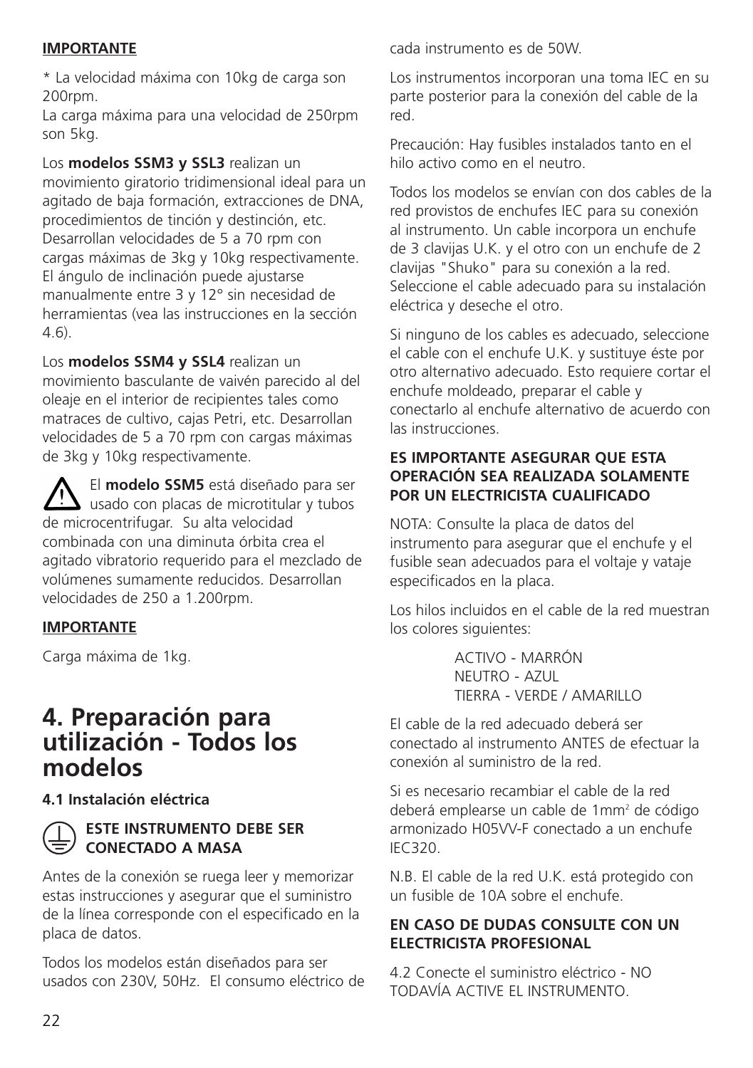**IMPORTANTE**

* La velocidad máxima con 10kg de carga son 200rpm.
La carga máxima para una velocidad de 250rpm son 5kg.

Los **modelos SSM3 y SSL3** realizan un movimiento giratorio tridimensional ideal para un agitado de baja formación, extracciones de DNA, procedimientos de tinción y destinción, etc. Desarrollan velocidades de 5 a 70 rpm con cargas máximas de 3kg y 10kg respectivamente. El ángulo de inclinación puede ajustarse manualmente entre 3 y 12° sin necesidad de herramientas (vea las instrucciones en la sección 4.6).

Los **modelos SSM4 y SSL4** realizan un movimiento basculante de vaivén parecido al del oleaje en el interior de recipientes tales como matraces de cultivo, cajas Petri, etc. Desarrollan velocidades de 5 a 70 rpm con cargas máximas de 3kg y 10kg respectivamente.

⚠ El **modelo SSM5** está diseñado para ser usado con placas de microtitular y tubos de microcentrifugar. Su alta velocidad combinada con una diminuta órbita crea el agitado vibratorio requerido para el mezclado de volúmenes sumamente reducidos. Desarrollan velocidades de 250 a 1.200rpm.

**IMPORTANTE**

Carga máxima de 1kg.

# 4. Preparación para utilización - Todos los modelos

### 4.1 Instalación eléctrica

**ESTE INSTRUMENTO DEBE SER CONECTADO A MASA**

Antes de la conexión se ruega leer y memorizar estas instrucciones y asegurar que el suministro de la línea corresponde con el especificado en la placa de datos.

Todos los modelos están diseñados para ser usados con 230V, 50Hz. El consumo eléctrico de cada instrumento es de 50W.

Los instrumentos incorporan una toma IEC en su parte posterior para la conexión del cable de la red.

Precaución: Hay fusibles instalados tanto en el hilo activo como en el neutro.

Todos los modelos se envían con dos cables de la red provistos de enchufes IEC para su conexión al instrumento. Un cable incorpora un enchufe de 3 clavijas U.K. y el otro con un enchufe de 2 clavijas "Shuko" para su conexión a la red. Seleccione el cable adecuado para su instalación eléctrica y deseche el otro.

Si ninguno de los cables es adecuado, seleccione el cable con el enchufe U.K. y sustituye éste por otro alternativo adecuado. Esto requiere cortar el enchufe moldeado, preparar el cable y conectarlo al enchufe alternativo de acuerdo con las instrucciones.

**ES IMPORTANTE ASEGURAR QUE ESTA OPERACIÓN SEA REALIZADA SOLAMENTE POR UN ELECTRICISTA CUALIFICADO**

NOTA: Consulte la placa de datos del instrumento para asegurar que el enchufe y el fusible sean adecuados para el voltaje y vataje especificados en la placa.

Los hilos incluidos en el cable de la red muestran los colores siguientes:

ACTIVO - MARRÓN
NEUTRO - AZUL
TIERRA - VERDE / AMARILLO

El cable de la red adecuado deberá ser conectado al instrumento ANTES de efectuar la conexión al suministro de la red.

Si es necesario recambiar el cable de la red deberá emplearse un cable de 1mm² de código armonizado H05VV-F conectado a un enchufe IEC320.

N.B. El cable de la red U.K. está protegido con un fusible de 10A sobre el enchufe.

**EN CASO DE DUDAS CONSULTE CON UN ELECTRICISTA PROFESIONAL**

4.2 Conecte el suministro eléctrico - NO TODAVÍA ACTIVE EL INSTRUMENTO.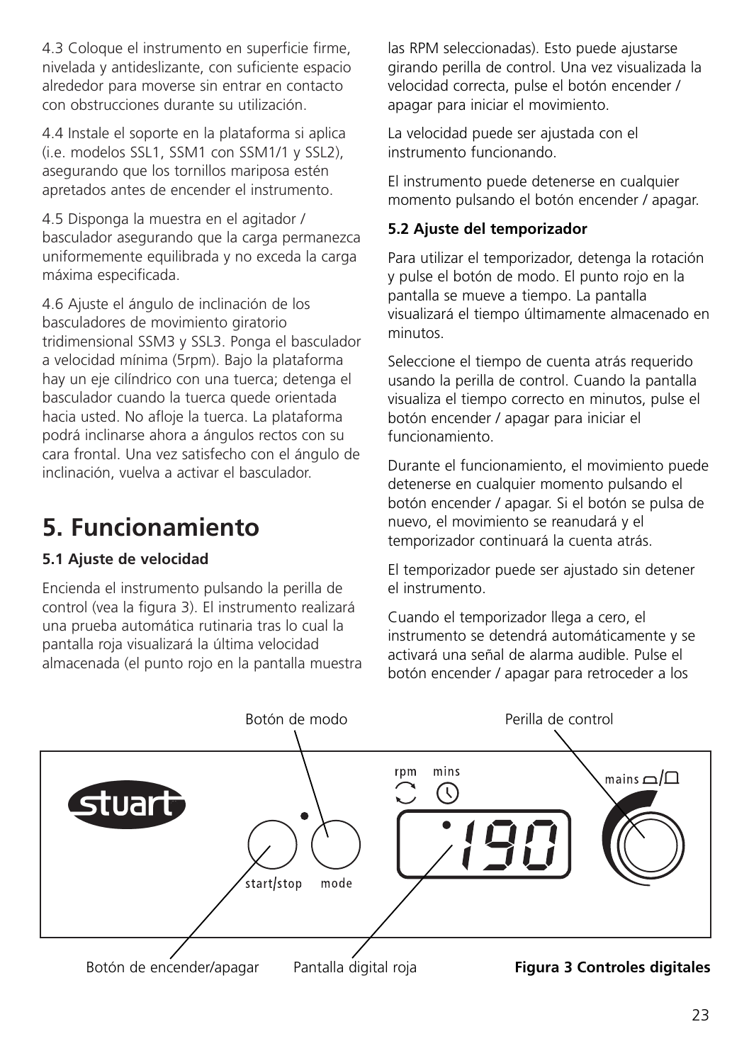4.3 Coloque el instrumento en superficie firme, nivelada y antideslizante, con suficiente espacio alrededor para moverse sin entrar en contacto con obstrucciones durante su utilización.

4.4 Instale el soporte en la plataforma si aplica (i.e. modelos SSL1, SSM1 con SSM1/1 y SSL2), asegurando que los tornillos mariposa estén apretados antes de encender el instrumento.

4.5 Disponga la muestra en el agitador / basculador asegurando que la carga permanezca uniformemente equilibrada y no exceda la carga máxima especificada.

4.6 Ajuste el ángulo de inclinación de los basculadores de movimiento giratorio tridimensional SSM3 y SSL3. Ponga el basculador a velocidad mínima (5rpm). Bajo la plataforma hay un eje cilíndrico con una tuerca; detenga el basculador cuando la tuerca quede orientada hacia usted. No afloje la tuerca. La plataforma podrá inclinarse ahora a ángulos rectos con su cara frontal. Una vez satisfecho con el ángulo de inclinación, vuelva a activar el basculador.

# 5. Funcionamiento

### 5.1 Ajuste de velocidad

Encienda el instrumento pulsando la perilla de control (vea la figura 3). El instrumento realizará una prueba automática rutinaria tras lo cual la pantalla roja visualizará la última velocidad almacenada (el punto rojo en la pantalla muestra las RPM seleccionadas). Esto puede ajustarse girando perilla de control. Una vez visualizada la velocidad correcta, pulse el botón encender / apagar para iniciar el movimiento.

La velocidad puede ser ajustada con el instrumento funcionando.

El instrumento puede detenerse en cualquier momento pulsando el botón encender / apagar.

### 5.2 Ajuste del temporizador

Para utilizar el temporizador, detenga la rotación y pulse el botón de modo. El punto rojo en la pantalla se mueve a tiempo. La pantalla visualizará el tiempo últimamente almacenado en minutos.

Seleccione el tiempo de cuenta atrás requerido usando la perilla de control. Cuando la pantalla visualiza el tiempo correcto en minutos, pulse el botón encender / apagar para iniciar el funcionamiento.

Durante el funcionamiento, el movimiento puede detenerse en cualquier momento pulsando el botón encender / apagar. Si el botón se pulsa de nuevo, el movimiento se reanudará y el temporizador continuará la cuenta atrás.

El temporizador puede ser ajustado sin detener el instrumento.

Cuando el temporizador llega a cero, el instrumento se detendrá automáticamente y se activará una señal de alarma audible. Pulse el botón encender / apagar para retroceder a los

Botón de modo — Perilla de control

stuart — start/stop — mode — rpm — mins — 190 — mains

Botón de encender/apagar — Pantalla digital roja

**Figura 3 Controles digitales**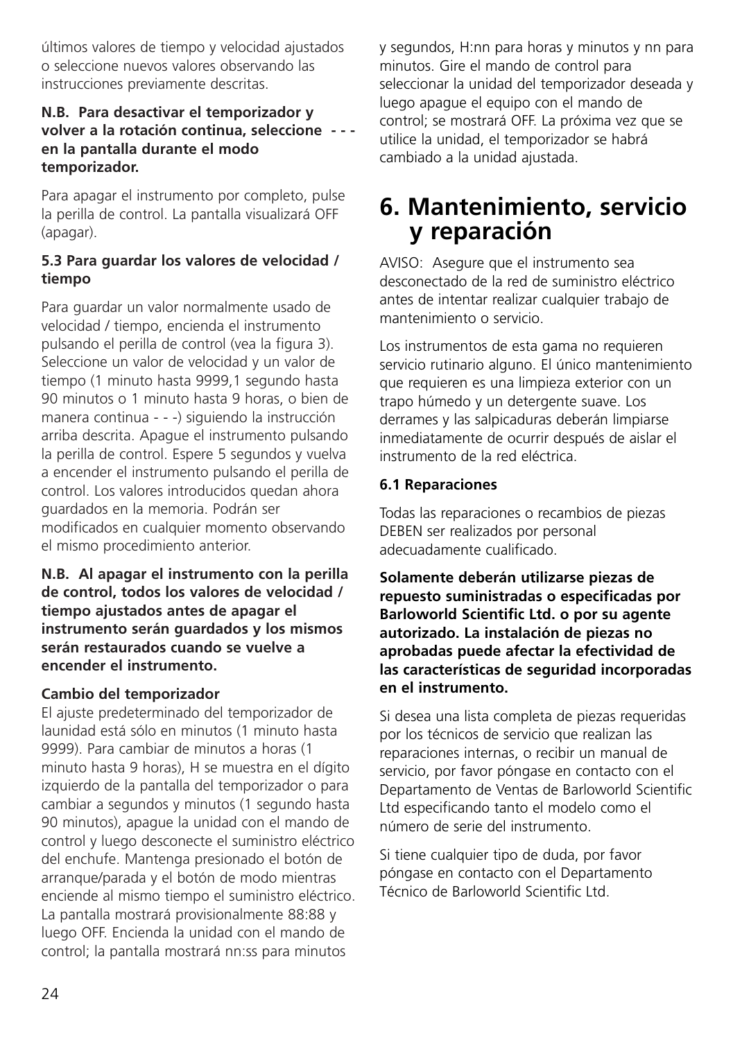últimos valores de tiempo y velocidad ajustados o seleccione nuevos valores observando las instrucciones previamente descritas.

**N.B. Para desactivar el temporizador y volver a la rotación continua, seleccione - - - en la pantalla durante el modo temporizador.**

Para apagar el instrumento por completo, pulse la perilla de control. La pantalla visualizará OFF (apagar).

### 5.3 Para guardar los valores de velocidad / tiempo

Para guardar un valor normalmente usado de velocidad / tiempo, encienda el instrumento pulsando el perilla de control (vea la figura 3). Seleccione un valor de velocidad y un valor de tiempo (1 minuto hasta 9999,1 segundo hasta 90 minutos o 1 minuto hasta 9 horas, o bien de manera continua - - -) siguiendo la instrucción arriba descrita. Apague el instrumento pulsando la perilla de control. Espere 5 segundos y vuelva a encender el instrumento pulsando el perilla de control. Los valores introducidos quedan ahora guardados en la memoria. Podrán ser modificados en cualquier momento observando el mismo procedimiento anterior.

**N.B. Al apagar el instrumento con la perilla de control, todos los valores de velocidad / tiempo ajustados antes de apagar el instrumento serán guardados y los mismos serán restaurados cuando se vuelve a encender el instrumento.**

**Cambio del temporizador**

El ajuste predeterminado del temporizador de launidad está sólo en minutos (1 minuto hasta 9999). Para cambiar de minutos a horas (1 minuto hasta 9 horas), H se muestra en el dígito izquierdo de la pantalla del temporizador o para cambiar a segundos y minutos (1 segundo hasta 90 minutos), apague la unidad con el mando de control y luego desconecte el suministro eléctrico del enchufe. Mantenga presionado el botón de arranque/parada y el botón de modo mientras enciende al mismo tiempo el suministro eléctrico. La pantalla mostrará provisionalmente 88:88 y luego OFF. Encienda la unidad con el mando de control; la pantalla mostrará nn:ss para minutos y segundos, H:nn para horas y minutos y nn para minutos. Gire el mando de control para seleccionar la unidad del temporizador deseada y luego apague el equipo con el mando de control; se mostrará OFF. La próxima vez que se utilice la unidad, el temporizador se habrá cambiado a la unidad ajustada.

## 6. Mantenimiento, servicio y reparación

AVISO: Asegure que el instrumento sea desconectado de la red de suministro eléctrico antes de intentar realizar cualquier trabajo de mantenimiento o servicio.

Los instrumentos de esta gama no requieren servicio rutinario alguno. El único mantenimiento que requieren es una limpieza exterior con un trapo húmedo y un detergente suave. Los derrames y las salpicaduras deberán limpiarse inmediatamente de ocurrir después de aislar el instrumento de la red eléctrica.

### 6.1 Reparaciones

Todas las reparaciones o recambios de piezas DEBEN ser realizados por personal adecuadamente cualificado.

**Solamente deberán utilizarse piezas de repuesto suministradas o especificadas por Barloworld Scientific Ltd. o por su agente autorizado. La instalación de piezas no aprobadas puede afectar la efectividad de las características de seguridad incorporadas en el instrumento.**

Si desea una lista completa de piezas requeridas por los técnicos de servicio que realizan las reparaciones internas, o recibir un manual de servicio, por favor póngase en contacto con el Departamento de Ventas de Barloworld Scientific Ltd especificando tanto el modelo como el número de serie del instrumento.

Si tiene cualquier tipo de duda, por favor póngase en contacto con el Departamento Técnico de Barloworld Scientific Ltd.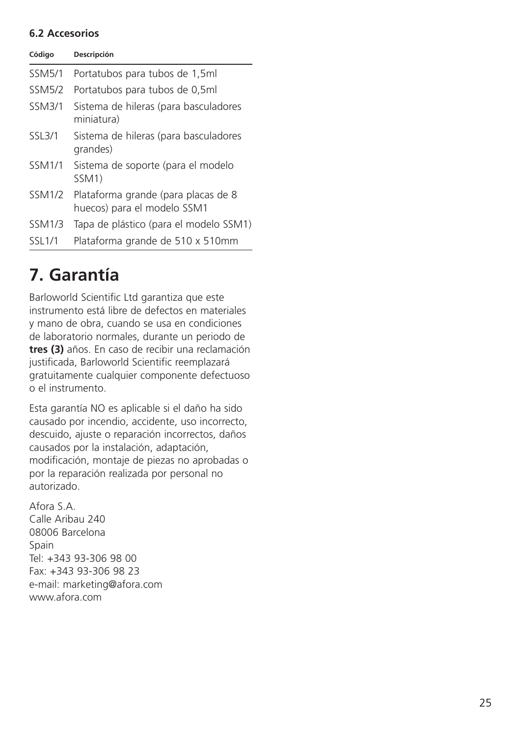### 6.2 Accesorios

| Código | Descripción |
|---|---|
| SSM5/1 | Portatubos para tubos de 1,5ml |
| SSM5/2 | Portatubos para tubos de 0,5ml |
| SSM3/1 | Sistema de hileras (para basculadores miniatura) |
| SSL3/1 | Sistema de hileras (para basculadores grandes) |
| SSM1/1 | Sistema de soporte (para el modelo SSM1) |
| SSM1/2 | Plataforma grande (para placas de 8 huecos) para el modelo SSM1 |
| SSM1/3 | Tapa de plástico (para el modelo SSM1) |
| SSL1/1 | Plataforma grande de 510 x 510mm |

# 7. Garantía

Barloworld Scientific Ltd garantiza que este instrumento está libre de defectos en materiales y mano de obra, cuando se usa en condiciones de laboratorio normales, durante un periodo de **tres (3)** años. En caso de recibir una reclamación justificada, Barloworld Scientific reemplazará gratuitamente cualquier componente defectuoso o el instrumento.

Esta garantía NO es aplicable si el daño ha sido causado por incendio, accidente, uso incorrecto, descuido, ajuste o reparación incorrectos, daños causados por la instalación, adaptación, modificación, montaje de piezas no aprobadas o por la reparación realizada por personal no autorizado.

Afora S.A.
Calle Aribau 240
08006 Barcelona
Spain
Tel: +343 93-306 98 00
Fax: +343 93-306 98 23
e-mail: marketing@afora.com
www.afora.com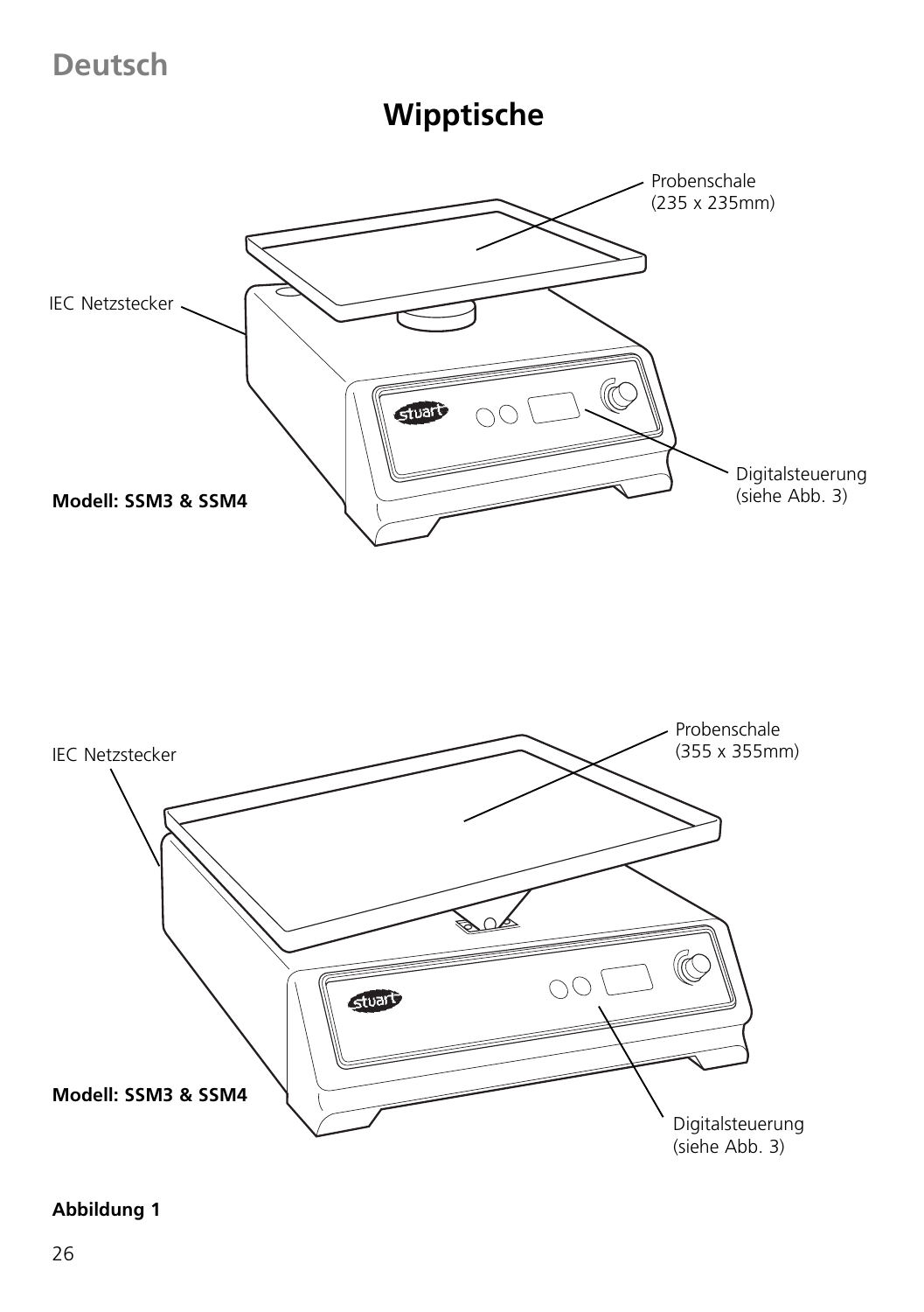# Deutsch

## Wipptische

Probenschale
(235 x 235mm)

IEC Netzstecker

Digitalsteuerung
(siehe Abb. 3)

**Modell: SSM3 & SSM4**

Probenschale
(355 x 355mm)

IEC Netzstecker

**Modell: SSM3 & SSM4**

Digitalsteuerung
(siehe Abb. 3)

**Abbildung 1**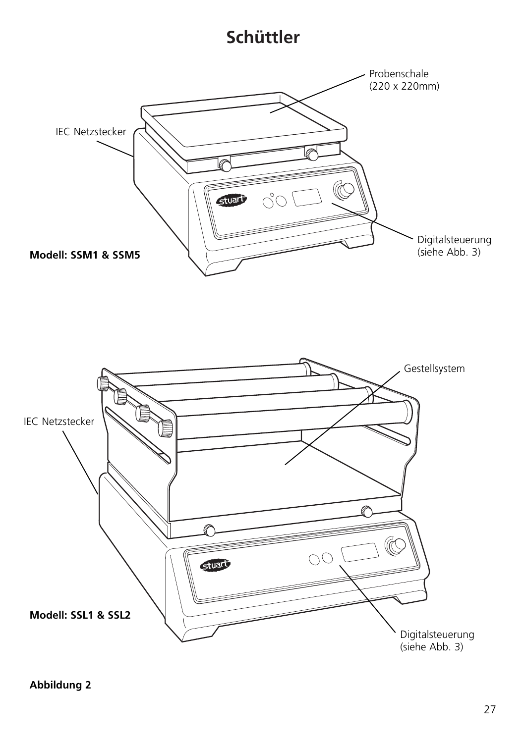# Schüttler

Probenschale
(220 x 220mm)

IEC Netzstecker

Digitalsteuerung
(siehe Abb. 3)

**Modell: SSM1 & SSM5**

Gestellsystem

IEC Netzstecker

**Modell: SSL1 & SSL2**

Digitalsteuerung
(siehe Abb. 3)

**Abbildung 2**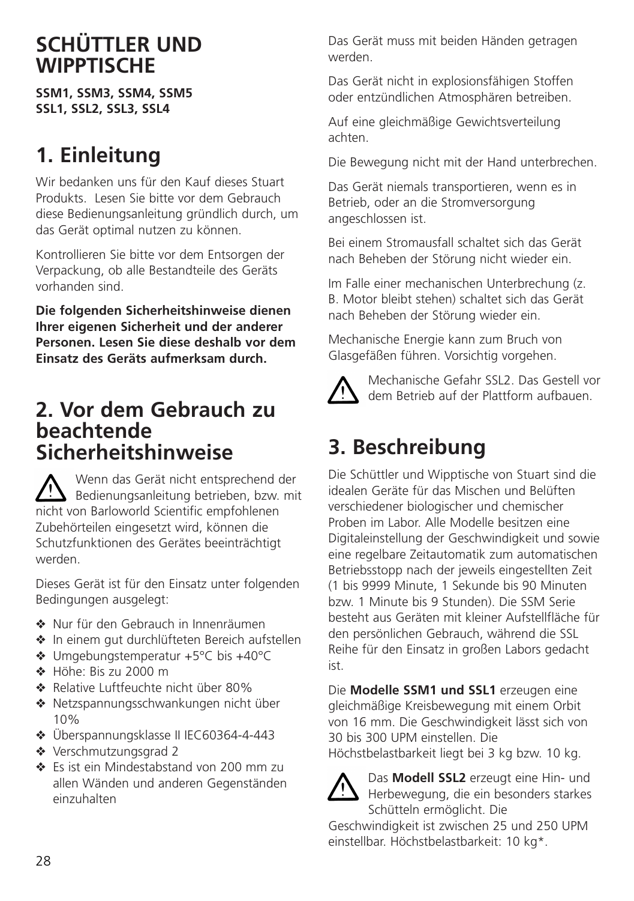# SCHÜTTLER UND WIPPTISCHE

**SSM1, SSM3, SSM4, SSM5**
**SSL1, SSL2, SSL3, SSL4**

## 1. Einleitung

Wir bedanken uns für den Kauf dieses Stuart Produkts. Lesen Sie bitte vor dem Gebrauch diese Bedienungsanleitung gründlich durch, um das Gerät optimal nutzen zu können.

Kontrollieren Sie bitte vor dem Entsorgen der Verpackung, ob alle Bestandteile des Geräts vorhanden sind.

**Die folgenden Sicherheitshinweise dienen Ihrer eigenen Sicherheit und der anderer Personen. Lesen Sie diese deshalb vor dem Einsatz des Geräts aufmerksam durch.**

## 2. Vor dem Gebrauch zu beachtende Sicherheitshinweise

⚠ Wenn das Gerät nicht entsprechend der Bedienungsanleitung betrieben, bzw. mit nicht von Barloworld Scientific empfohlenen Zubehörteilen eingesetzt wird, können die Schutzfunktionen des Gerätes beeinträchtigt werden.

Dieses Gerät ist für den Einsatz unter folgenden Bedingungen ausgelegt:

- Nur für den Gebrauch in Innenräumen
- In einem gut durchlüfteten Bereich aufstellen
- Umgebungstemperatur +5°C bis +40°C
- Höhe: Bis zu 2000 m
- Relative Luftfeuchte nicht über 80%
- Netzspannungsschwankungen nicht über 10%
- Überspannungsklasse II IEC60364-4-443
- Verschmutzungsgrad 2
- Es ist ein Mindestabstand von 200 mm zu allen Wänden und anderen Gegenständen einzuhalten

Das Gerät muss mit beiden Händen getragen werden.

Das Gerät nicht in explosionsfähigen Stoffen oder entzündlichen Atmosphären betreiben.

Auf eine gleichmäßige Gewichtsverteilung achten.

Die Bewegung nicht mit der Hand unterbrechen.

Das Gerät niemals transportieren, wenn es in Betrieb, oder an die Stromversorgung angeschlossen ist.

Bei einem Stromausfall schaltet sich das Gerät nach Beheben der Störung nicht wieder ein.

Im Falle einer mechanischen Unterbrechung (z. B. Motor bleibt stehen) schaltet sich das Gerät nach Beheben der Störung wieder ein.

Mechanische Energie kann zum Bruch von Glasgefäßen führen. Vorsichtig vorgehen.

⚠ Mechanische Gefahr SSL2. Das Gestell vor dem Betrieb auf der Plattform aufbauen.

## 3. Beschreibung

Die Schüttler und Wipptische von Stuart sind die idealen Geräte für das Mischen und Belüften verschiedener biologischer und chemischer Proben im Labor. Alle Modelle besitzen eine Digitaleinstellung der Geschwindigkeit und sowie eine regelbare Zeitautomatik zum automatischen Betriebsstopp nach der jeweils eingestellten Zeit (1 bis 9999 Minute, 1 Sekunde bis 90 Minuten bzw. 1 Minute bis 9 Stunden). Die SSM Serie besteht aus Geräten mit kleiner Aufstellfläche für den persönlichen Gebrauch, während die SSL Reihe für den Einsatz in großen Labors gedacht ist.

Die **Modelle SSM1 und SSL1** erzeugen eine gleichmäßige Kreisbewegung mit einem Orbit von 16 mm. Die Geschwindigkeit lässt sich von 30 bis 300 UPM einstellen. Die Höchstbelastbarkeit liegt bei 3 kg bzw. 10 kg.

⚠ Das **Modell SSL2** erzeugt eine Hin- und Herbewegung, die ein besonders starkes Schütteln ermöglicht. Die Geschwindigkeit ist zwischen 25 und 250 UPM einstellbar. Höchstbelastbarkeit: 10 kg*.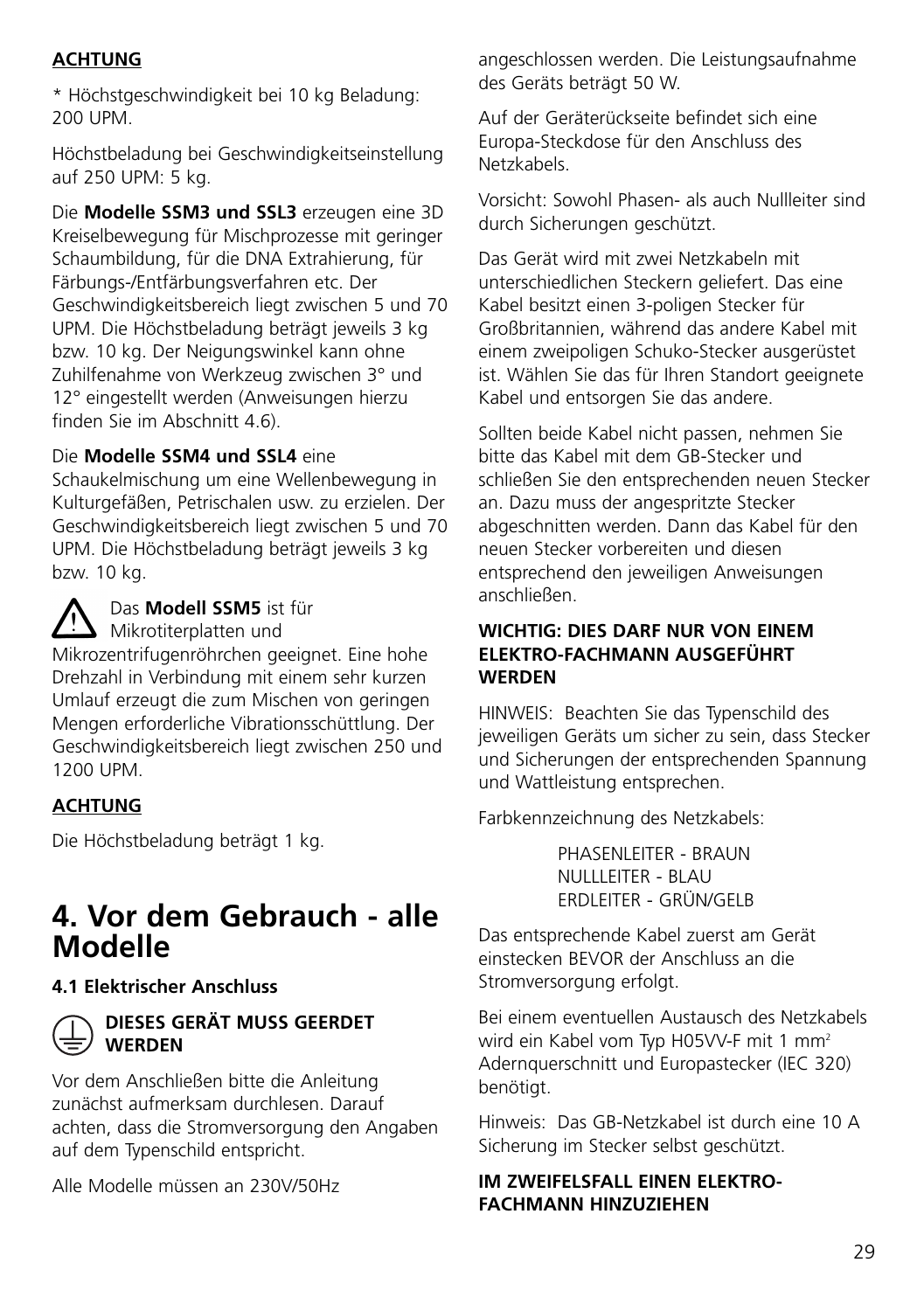**ACHTUNG**

* Höchstgeschwindigkeit bei 10 kg Beladung: 200 UPM.

Höchstbeladung bei Geschwindigkeitseinstellung auf 250 UPM: 5 kg.

Die **Modelle SSM3 und SSL3** erzeugen eine 3D Kreiselbewegung für Mischprozesse mit geringer Schaumbildung, für die DNA Extrahierung, für Färbungs-/Entfärbungsverfahren etc. Der Geschwindigkeitsbereich liegt zwischen 5 und 70 UPM. Die Höchstbeladung beträgt jeweils 3 kg bzw. 10 kg. Der Neigungswinkel kann ohne Zuhilfenahme von Werkzeug zwischen 3° und 12° eingestellt werden (Anweisungen hierzu finden Sie im Abschnitt 4.6).

Die **Modelle SSM4 und SSL4** eine Schaukelmischung um eine Wellenbewegung in Kulturgefäßen, Petrischalen usw. zu erzielen. Der Geschwindigkeitsbereich liegt zwischen 5 und 70 UPM. Die Höchstbeladung beträgt jeweils 3 kg bzw. 10 kg.

Das **Modell SSM5** ist für Mikrotiterplatten und Mikrozentrifugenröhrchen geeignet. Eine hohe Drehzahl in Verbindung mit einem sehr kurzen Umlauf erzeugt die zum Mischen von geringen Mengen erforderliche Vibrationsschüttlung. Der Geschwindigkeitsbereich liegt zwischen 250 und 1200 UPM.

**ACHTUNG**

Die Höchstbeladung beträgt 1 kg.

# 4. Vor dem Gebrauch - alle Modelle

### 4.1 Elektrischer Anschluss

**DIESES GERÄT MUSS GEERDET WERDEN**

Vor dem Anschließen bitte die Anleitung zunächst aufmerksam durchlesen. Darauf achten, dass die Stromversorgung den Angaben auf dem Typenschild entspricht.

Alle Modelle müssen an 230V/50Hz angeschlossen werden. Die Leistungsaufnahme des Geräts beträgt 50 W.

Auf der Geräterückseite befindet sich eine Europa-Steckdose für den Anschluss des Netzkabels.

Vorsicht: Sowohl Phasen- als auch Nullleiter sind durch Sicherungen geschützt.

Das Gerät wird mit zwei Netzkabeln mit unterschiedlichen Steckern geliefert. Das eine Kabel besitzt einen 3-poligen Stecker für Großbritannien, während das andere Kabel mit einem zweipoligen Schuko-Stecker ausgerüstet ist. Wählen Sie das für Ihren Standort geeignete Kabel und entsorgen Sie das andere.

Sollten beide Kabel nicht passen, nehmen Sie bitte das Kabel mit dem GB-Stecker und schließen Sie den entsprechenden neuen Stecker an. Dazu muss der angespritzte Stecker abgeschnitten werden. Dann das Kabel für den neuen Stecker vorbereiten und diesen entsprechend den jeweiligen Anweisungen anschließen.

**WICHTIG: DIES DARF NUR VON EINEM ELEKTRO-FACHMANN AUSGEFÜHRT WERDEN**

HINWEIS: Beachten Sie das Typenschild des jeweiligen Geräts um sicher zu sein, dass Stecker und Sicherungen der entsprechenden Spannung und Wattleistung entsprechen.

Farbkennzeichnung des Netzkabels:

PHASENLEITER - BRAUN
NULLLEITER - BLAU
ERDLEITER - GRÜN/GELB

Das entsprechende Kabel zuerst am Gerät einstecken BEVOR der Anschluss an die Stromversorgung erfolgt.

Bei einem eventuellen Austausch des Netzkabels wird ein Kabel vom Typ H05VV-F mit 1 $mm^2$ Adernquerschnitt und Europastecker (IEC 320) benötigt.

Hinweis: Das GB-Netzkabel ist durch eine 10 A Sicherung im Stecker selbst geschützt.

**IM ZWEIFELSFALL EINEN ELEKTRO-FACHMANN HINZUZIEHEN**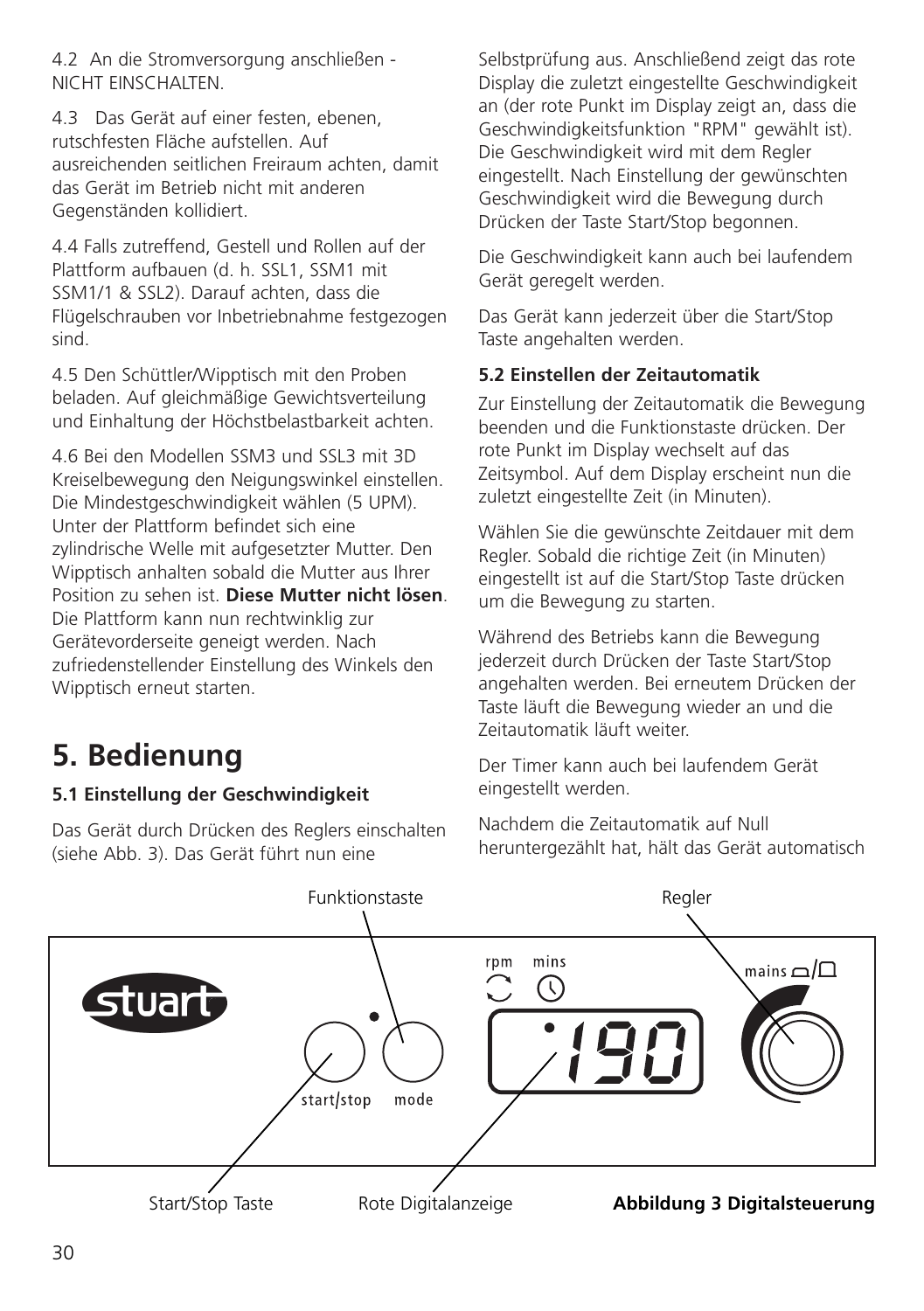4.2 An die Stromversorgung anschließen - NICHT EINSCHALTEN.

4.3 Das Gerät auf einer festen, ebenen, rutschfesten Fläche aufstellen. Auf ausreichenden seitlichen Freiraum achten, damit das Gerät im Betrieb nicht mit anderen Gegenständen kollidiert.

4.4 Falls zutreffend, Gestell und Rollen auf der Plattform aufbauen (d. h. SSL1, SSM1 mit SSM1/1 & SSL2). Darauf achten, dass die Flügelschrauben vor Inbetriebnahme festgezogen sind.

4.5 Den Schüttler/Wipptisch mit den Proben beladen. Auf gleichmäßige Gewichtsverteilung und Einhaltung der Höchstbelastbarkeit achten.

4.6 Bei den Modellen SSM3 und SSL3 mit 3D Kreiselbewegung den Neigungswinkel einstellen. Die Mindestgeschwindigkeit wählen (5 UPM). Unter der Plattform befindet sich eine zylindrische Welle mit aufgesetzter Mutter. Den Wipptisch anhalten sobald die Mutter aus Ihrer Position zu sehen ist. **Diese Mutter nicht lösen**. Die Plattform kann nun rechtwinklig zur Gerätevorderseite geneigt werden. Nach zufriedenstellender Einstellung des Winkels den Wipptisch erneut starten.

# 5. Bedienung

### 5.1 Einstellung der Geschwindigkeit

Das Gerät durch Drücken des Reglers einschalten (siehe Abb. 3). Das Gerät führt nun eine Selbstprüfung aus. Anschließend zeigt das rote Display die zuletzt eingestellte Geschwindigkeit an (der rote Punkt im Display zeigt an, dass die Geschwindigkeitsfunktion "RPM" gewählt ist). Die Geschwindigkeit wird mit dem Regler eingestellt. Nach Einstellung der gewünschten Geschwindigkeit wird die Bewegung durch Drücken der Taste Start/Stop begonnen.

Die Geschwindigkeit kann auch bei laufendem Gerät geregelt werden.

Das Gerät kann jederzeit über die Start/Stop Taste angehalten werden.

### 5.2 Einstellen der Zeitautomatik

Zur Einstellung der Zeitautomatik die Bewegung beenden und die Funktionstaste drücken. Der rote Punkt im Display wechselt auf das Zeitsymbol. Auf dem Display erscheint nun die zuletzt eingestellte Zeit (in Minuten).

Wählen Sie die gewünschte Zeitdauer mit dem Regler. Sobald die richtige Zeit (in Minuten) eingestellt ist auf die Start/Stop Taste drücken um die Bewegung zu starten.

Während des Betriebs kann die Bewegung jederzeit durch Drücken der Taste Start/Stop angehalten werden. Bei erneutem Drücken der Taste läuft die Bewegung wieder an und die Zeitautomatik läuft weiter.

Der Timer kann auch bei laufendem Gerät eingestellt werden.

Nachdem die Zeitautomatik auf Null heruntergezählt hat, hält das Gerät automatisch

Funktionstaste

Regler

Start/Stop Taste

Rote Digitalanzeige

**Abbildung 3 Digitalsteuerung**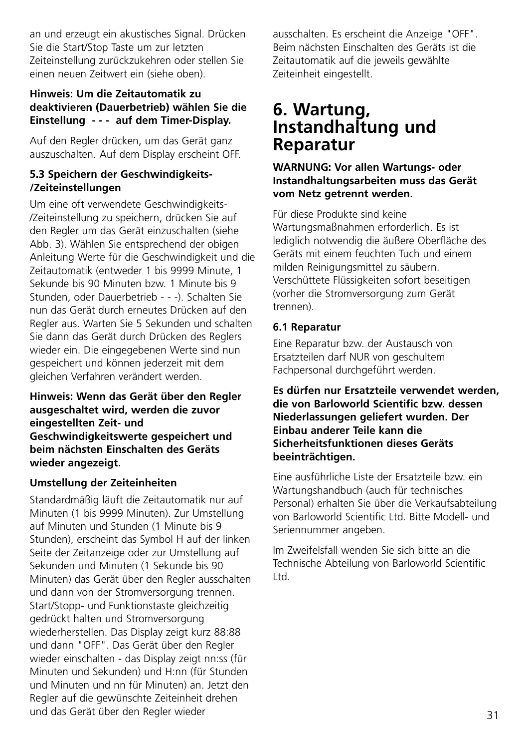an und erzeugt ein akustisches Signal. Drücken Sie die Start/Stop Taste um zur letzten Zeiteinstellung zurückzukehren oder stellen Sie einen neuen Zeitwert ein (siehe oben).

**Hinweis: Um die Zeitautomatik zu deaktivieren (Dauerbetrieb) wählen Sie die Einstellung - - - auf dem Timer-Display.**

Auf den Regler drücken, um das Gerät ganz auszuschalten. Auf dem Display erscheint OFF.

### 5.3 Speichern der Geschwindigkeits-/Zeiteinstellungen

Um eine oft verwendete Geschwindigkeits-/Zeiteinstellung zu speichern, drücken Sie auf den Regler um das Gerät einzuschalten (siehe Abb. 3). Wählen Sie entsprechend der obigen Anleitung Werte für die Geschwindigkeit und die Zeitautomatik (entweder 1 bis 9999 Minute, 1 Sekunde bis 90 Minuten bzw. 1 Minute bis 9 Stunden, oder Dauerbetrieb - - -). Schalten Sie nun das Gerät durch erneutes Drücken auf den Regler aus. Warten Sie 5 Sekunden und schalten Sie dann das Gerät durch Drücken des Reglers wieder ein. Die eingegebenen Werte sind nun gespeichert und können jederzeit mit dem gleichen Verfahren verändert werden.

**Hinweis: Wenn das Gerät über den Regler ausgeschaltet wird, werden die zuvor eingestellten Zeit- und Geschwindigkeitswerte gespeichert und beim nächsten Einschalten des Geräts wieder angezeigt.**

### Umstellung der Zeiteinheiten

Standardmäßig läuft die Zeitautomatik nur auf Minuten (1 bis 9999 Minuten). Zur Umstellung auf Minuten und Stunden (1 Minute bis 9 Stunden), erscheint das Symbol H auf der linken Seite der Zeitanzeige oder zur Umstellung auf Sekunden und Minuten (1 Sekunde bis 90 Minuten) das Gerät über den Regler ausschalten und dann von der Stromversorgung trennen. Start/Stopp- und Funktionstaste gleichzeitig gedrückt halten und Stromversorgung wiederherstellen. Das Display zeigt kurz 88:88 und dann "OFF". Das Gerät über den Regler wieder einschalten - das Display zeigt nn:ss (für Minuten und Sekunden) und H:nn (für Stunden und Minuten und nn für Minuten) an. Jetzt den Regler auf die gewünschte Zeiteinheit drehen und das Gerät über den Regler wieder ausschalten. Es erscheint die Anzeige "OFF". Beim nächsten Einschalten des Geräts ist die Zeitautomatik auf die jeweils gewählte Zeiteinheit eingestellt.

# 6. Wartung, Instandhaltung und Reparatur

**WARNUNG: Vor allen Wartungs- oder Instandhaltungsarbeiten muss das Gerät vom Netz getrennt werden.**

Für diese Produkte sind keine Wartungsmaßnahmen erforderlich. Es ist lediglich notwendig die äußere Oberfläche des Geräts mit einem feuchten Tuch und einem milden Reinigungsmittel zu säubern. Verschüttete Flüssigkeiten sofort beseitigen (vorher die Stromversorgung zum Gerät trennen).

### 6.1 Reparatur

Eine Reparatur bzw. der Austausch von Ersatzteilen darf NUR von geschultem Fachpersonal durchgeführt werden.

**Es dürfen nur Ersatzteile verwendet werden, die von Barloworld Scientific bzw. dessen Niederlassungen geliefert wurden. Der Einbau anderer Teile kann die Sicherheitsfunktionen dieses Geräts beeinträchtigen.**

Eine ausführliche Liste der Ersatzteile bzw. ein Wartungshandbuch (auch für technisches Personal) erhalten Sie über die Verkaufsabteilung von Barloworld Scientific Ltd. Bitte Modell- und Seriennummer angeben.

Im Zweifelsfall wenden Sie sich bitte an die Technische Abteilung von Barloworld Scientific Ltd.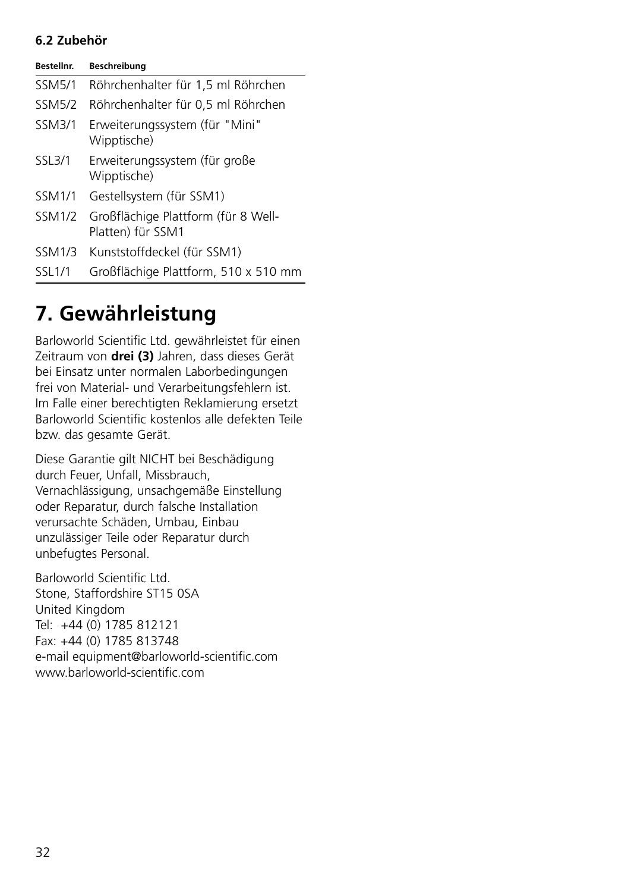### 6.2 Zubehör

| Bestellnr. | Beschreibung |
|---|---|
| SSM5/1 | Röhrchenhalter für 1,5 ml Röhrchen |
| SSM5/2 | Röhrchenhalter für 0,5 ml Röhrchen |
| SSM3/1 | Erweiterungssystem (für "Mini" Wipptische) |
| SSL3/1 | Erweiterungssystem (für große Wipptische) |
| SSM1/1 | Gestellsystem (für SSM1) |
| SSM1/2 | Großflächige Plattform (für 8 Well-Platten) für SSM1 |
| SSM1/3 | Kunststoffdeckel (für SSM1) |
| SSL1/1 | Großflächige Plattform, 510 x 510 mm |

# 7. Gewährleistung

Barloworld Scientific Ltd. gewährleistet für einen Zeitraum von **drei (3)** Jahren, dass dieses Gerät bei Einsatz unter normalen Laborbedingungen frei von Material- und Verarbeitungsfehlern ist. Im Falle einer berechtigten Reklamierung ersetzt Barloworld Scientific kostenlos alle defekten Teile bzw. das gesamte Gerät.

Diese Garantie gilt NICHT bei Beschädigung durch Feuer, Unfall, Missbrauch, Vernachlässigung, unsachgemäße Einstellung oder Reparatur, durch falsche Installation verursachte Schäden, Umbau, Einbau unzulässiger Teile oder Reparatur durch unbefugtes Personal.

Barloworld Scientific Ltd.
Stone, Staffordshire ST15 0SA
United Kingdom
Tel: +44 (0) 1785 812121
Fax: +44 (0) 1785 813748
e-mail equipment@barloworld-scientific.com
www.barloworld-scientific.com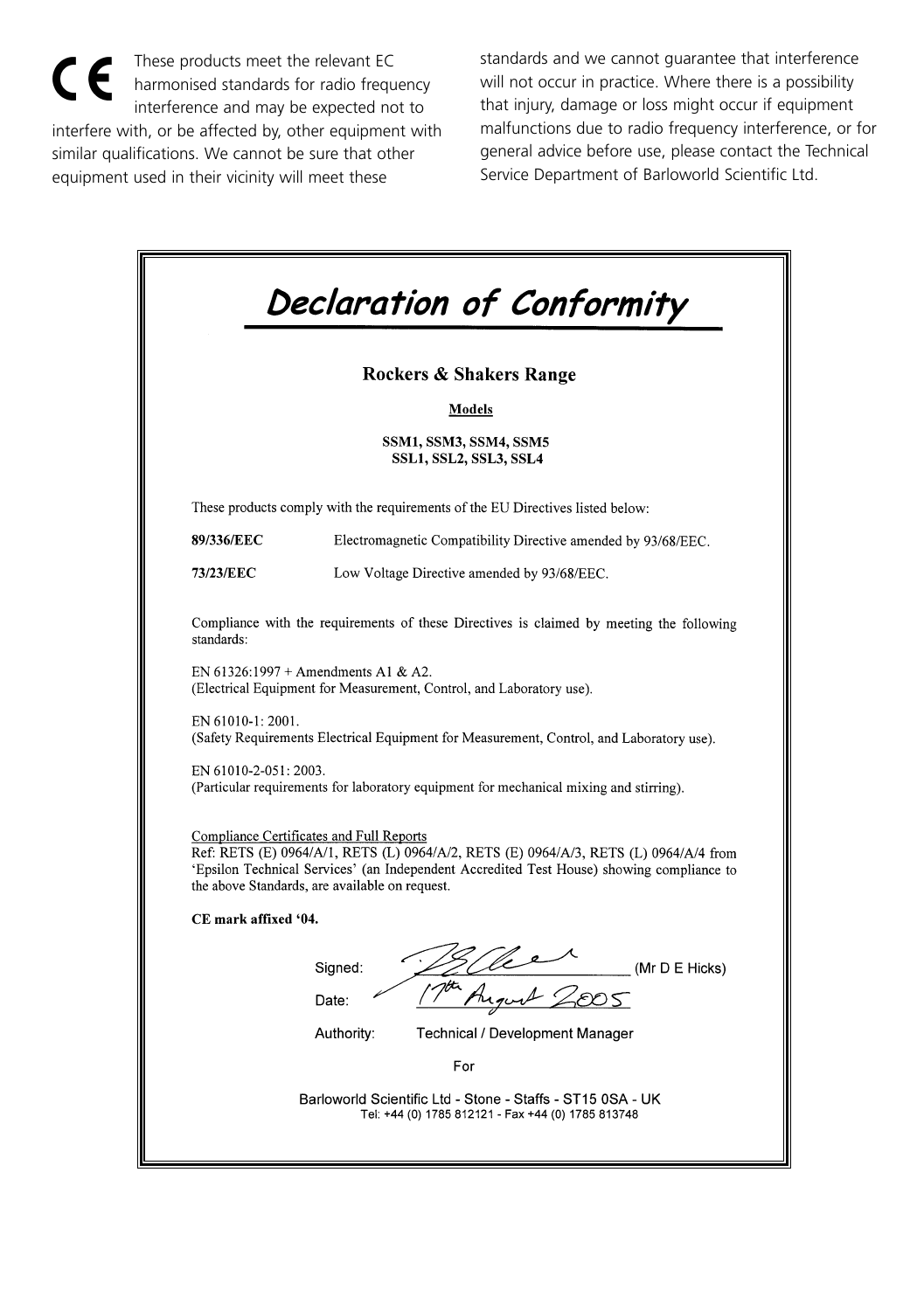CE These products meet the relevant EC harmonised standards for radio frequency interference and may be expected not to interfere with, or be affected by, other equipment with similar qualifications. We cannot be sure that other equipment used in their vicinity will meet these standards and we cannot guarantee that interference will not occur in practice. Where there is a possibility that injury, damage or loss might occur if equipment malfunctions due to radio frequency interference, or for general advice before use, please contact the Technical Service Department of Barloworld Scientific Ltd.

# *Declaration of Conformity*

## Rockers & Shakers Range

**Models**

**SSM1, SSM3, SSM4, SSM5**
**SSL1, SSL2, SSL3, SSL4**

These products comply with the requirements of the EU Directives listed below:

**89/336/EEC** Electromagnetic Compatibility Directive amended by 93/68/EEC.

**73/23/EEC** Low Voltage Directive amended by 93/68/EEC.

Compliance with the requirements of these Directives is claimed by meeting the following standards:

EN 61326:1997 + Amendments A1 & A2.
(Electrical Equipment for Measurement, Control, and Laboratory use).

EN 61010-1: 2001.
(Safety Requirements Electrical Equipment for Measurement, Control, and Laboratory use).

EN 61010-2-051: 2003.
(Particular requirements for laboratory equipment for mechanical mixing and stirring).

Compliance Certificates and Full Reports
Ref: RETS (E) 0964/A/1, RETS (L) 0964/A/2, RETS (E) 0964/A/3, RETS (L) 0964/A/4 from 'Epsilon Technical Services' (an Independent Accredited Test House) showing compliance to the above Standards, are available on request.

**CE mark affixed '04.**

Signed: _______________ (Mr D E Hicks)

Date: 17th August 2005

Authority: Technical / Development Manager

For

Barloworld Scientific Ltd - Stone - Staffs - ST15 0SA - UK
Tel: +44 (0) 1785 812121 - Fax +44 (0) 1785 813748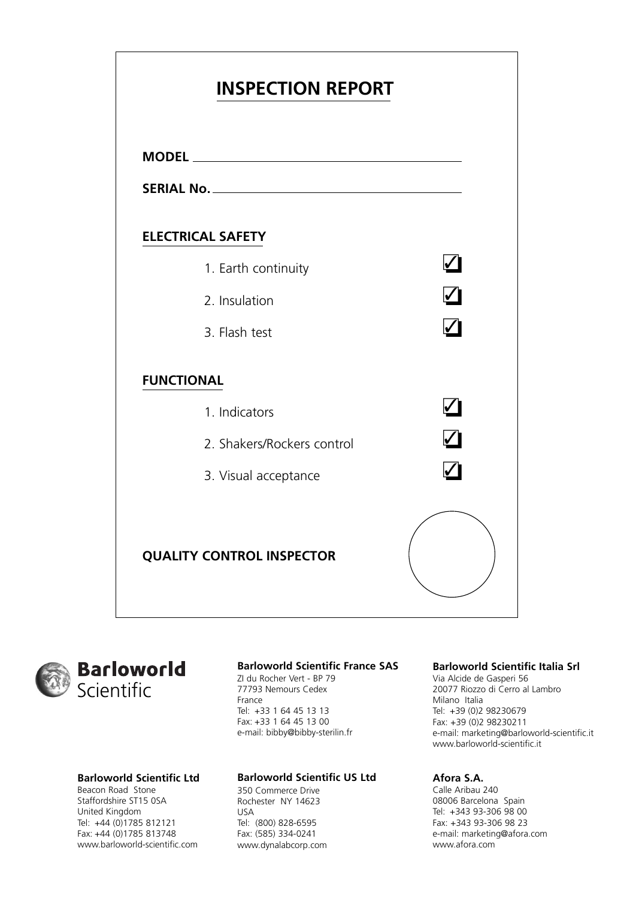# INSPECTION REPORT

**MODEL** ______________________________

**SERIAL No.** ______________________________

**ELECTRICAL SAFETY**

1. Earth continuity ☑
2. Insulation ☑
3. Flash test ☑

**FUNCTIONAL**

1. Indicators ☑
2. Shakers/Rockers control ☑
3. Visual acceptance ☑

**QUALITY CONTROL INSPECTOR**

**Barloworld** Scientific

**Barloworld Scientific France SAS**
ZI du Rocher Vert - BP 79
77793 Nemours Cedex
France
Tel: +33 1 64 45 13 13
Fax: +33 1 64 45 13 00
e-mail: bibby@bibby-sterilin.fr

**Barloworld Scientific Italia Srl**
Via Alcide de Gasperi 56
20077 Riozzo di Cerro al Lambro
Milano Italia
Tel: +39 (0)2 98230679
Fax: +39 (0)2 98230211
e-mail: marketing@barloworld-scientific.it
www.barloworld-scientific.it

**Barloworld Scientific Ltd**
Beacon Road Stone
Staffordshire ST15 0SA
United Kingdom
Tel: +44 (0)1785 812121
Fax: +44 (0)1785 813748
www.barloworld-scientific.com

**Barloworld Scientific US Ltd**
350 Commerce Drive
Rochester NY 14623
USA
Tel: (800) 828-6595
Fax: (585) 334-0241
www.dynalabcorp.com

**Afora S.A.**
Calle Aribau 240
08006 Barcelona Spain
Tel: +343 93-306 98 00
Fax: +343 93-306 98 23
e-mail: marketing@afora.com
www.afora.com